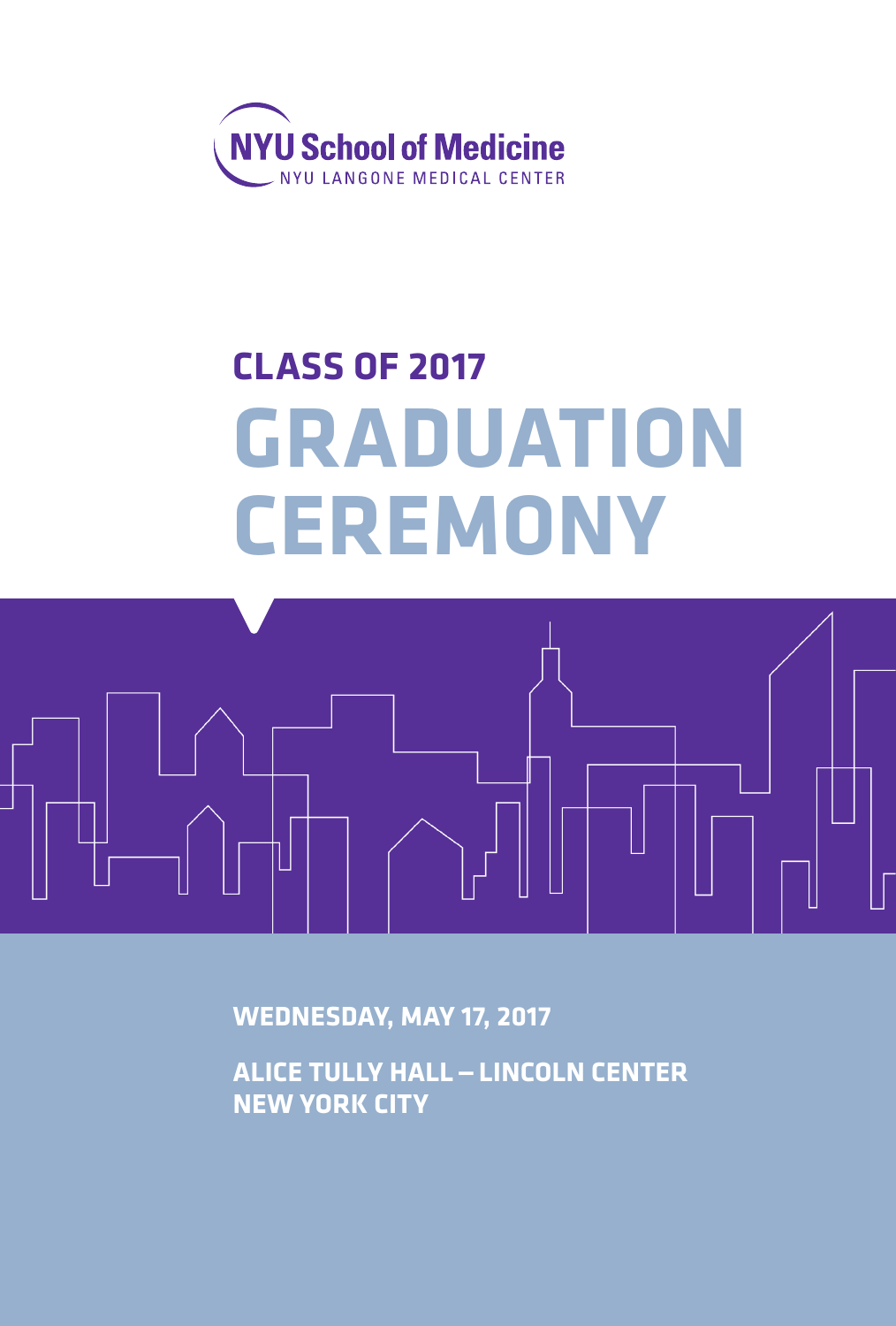NYU School of Medicine

NYU LANGONE MEDICAL CENTER

## CLASS OF 2017

# GRADUATION CEREMONY

**WEDNESDAY, MAY 17, 2017**

**ALICE TULLY HALL – LINCOLN CENTER**
**NEW YORK CITY**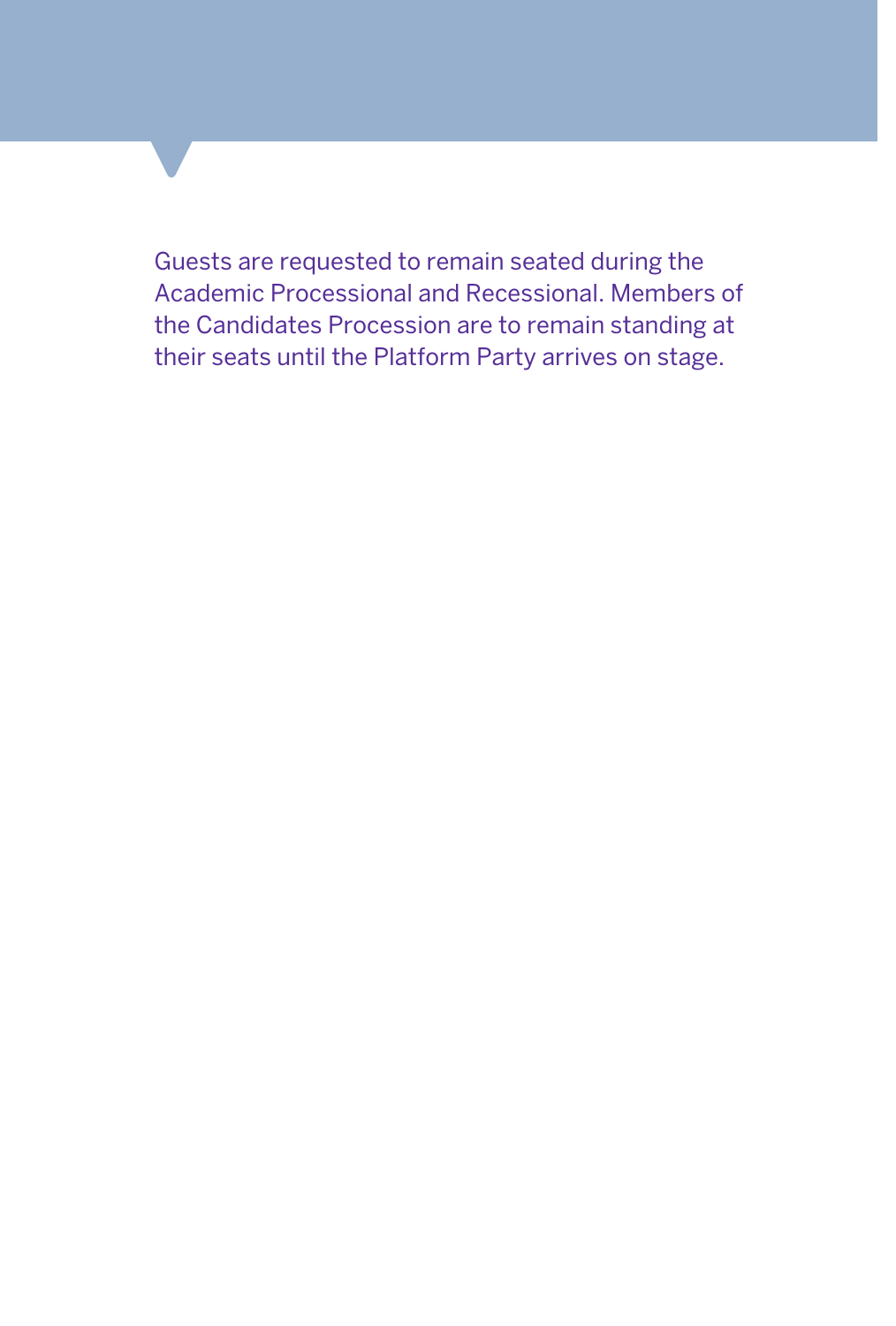Guests are requested to remain seated during the Academic Processional and Recessional. Members of the Candidates Procession are to remain standing at their seats until the Platform Party arrives on stage.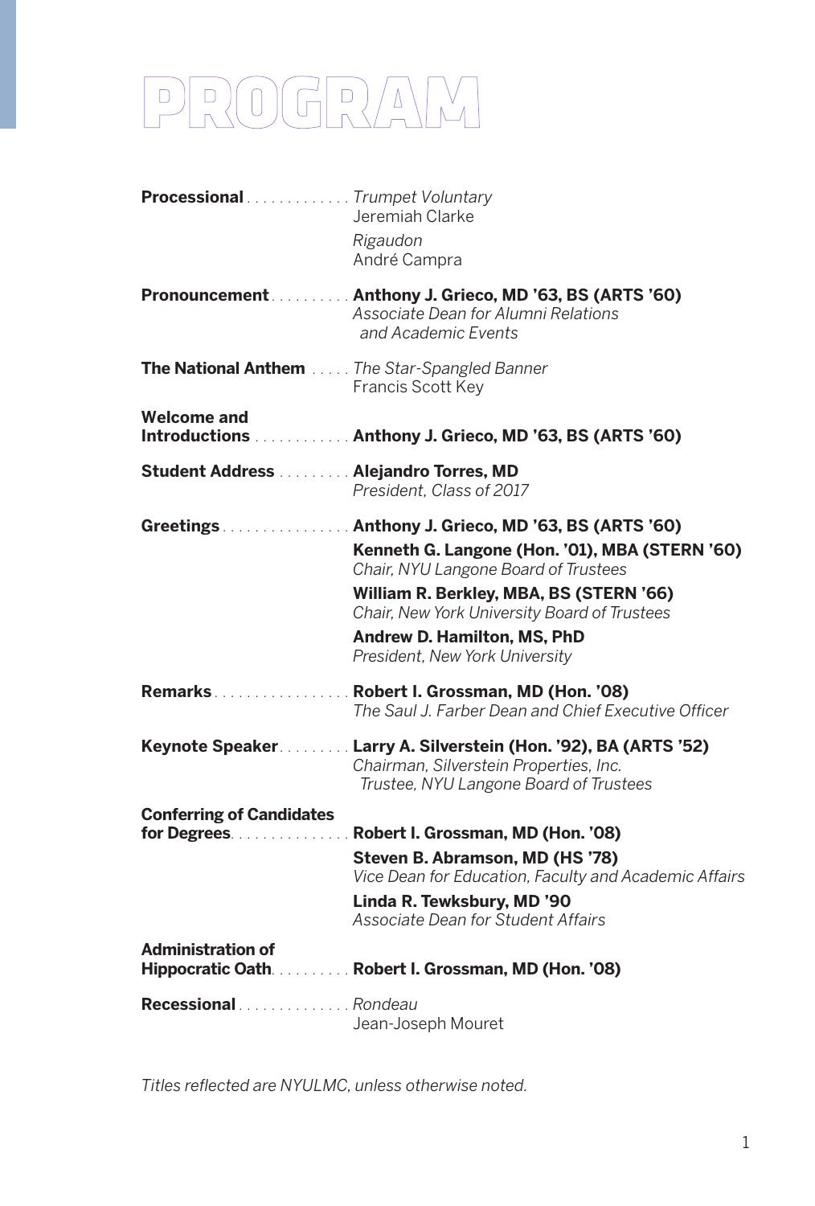# PROGRAM

**Processional** . . . . . . . . . . . . . *Trumpet Voluntary*
Jeremiah Clarke

*Rigaudon*
André Campra

**Pronouncement** . . . . . . . . . . **Anthony J. Grieco, MD ’63, BS (ARTS ’60)**
*Associate Dean for Alumni Relations and Academic Events*

**The National Anthem** . . . . . *The Star-Spangled Banner*
Francis Scott Key

**Welcome and Introductions** . . . . . . . . . . . . **Anthony J. Grieco, MD ’63, BS (ARTS ’60)**

**Student Address** . . . . . . . . . **Alejandro Torres, MD**
*President, Class of 2017*

**Greetings** . . . . . . . . . . . . . . . . **Anthony J. Grieco, MD ’63, BS (ARTS ’60)**

**Kenneth G. Langone (Hon. ’01), MBA (STERN ’60)**
*Chair, NYU Langone Board of Trustees*

**William R. Berkley, MBA, BS (STERN ’66)**
*Chair, New York University Board of Trustees*

**Andrew D. Hamilton, MS, PhD**
*President, New York University*

**Remarks** . . . . . . . . . . . . . . . . . **Robert I. Grossman, MD (Hon. ’08)**
*The Saul J. Farber Dean and Chief Executive Officer*

**Keynote Speaker** . . . . . . . . . **Larry A. Silverstein (Hon. ’92), BA (ARTS ’52)**
*Chairman, Silverstein Properties, Inc.*
*Trustee, NYU Langone Board of Trustees*

**Conferring of Candidates for Degrees** . . . . . . . . . . . . . . . **Robert I. Grossman, MD (Hon. ’08)**

**Steven B. Abramson, MD (HS ’78)**
*Vice Dean for Education, Faculty and Academic Affairs*

**Linda R. Tewksbury, MD ’90**
*Associate Dean for Student Affairs*

**Administration of Hippocratic Oath** . . . . . . . . . . **Robert I. Grossman, MD (Hon. ’08)**

**Recessional** . . . . . . . . . . . . . . *Rondeau*
Jean-Joseph Mouret

*Titles reflected are NYULMC, unless otherwise noted.*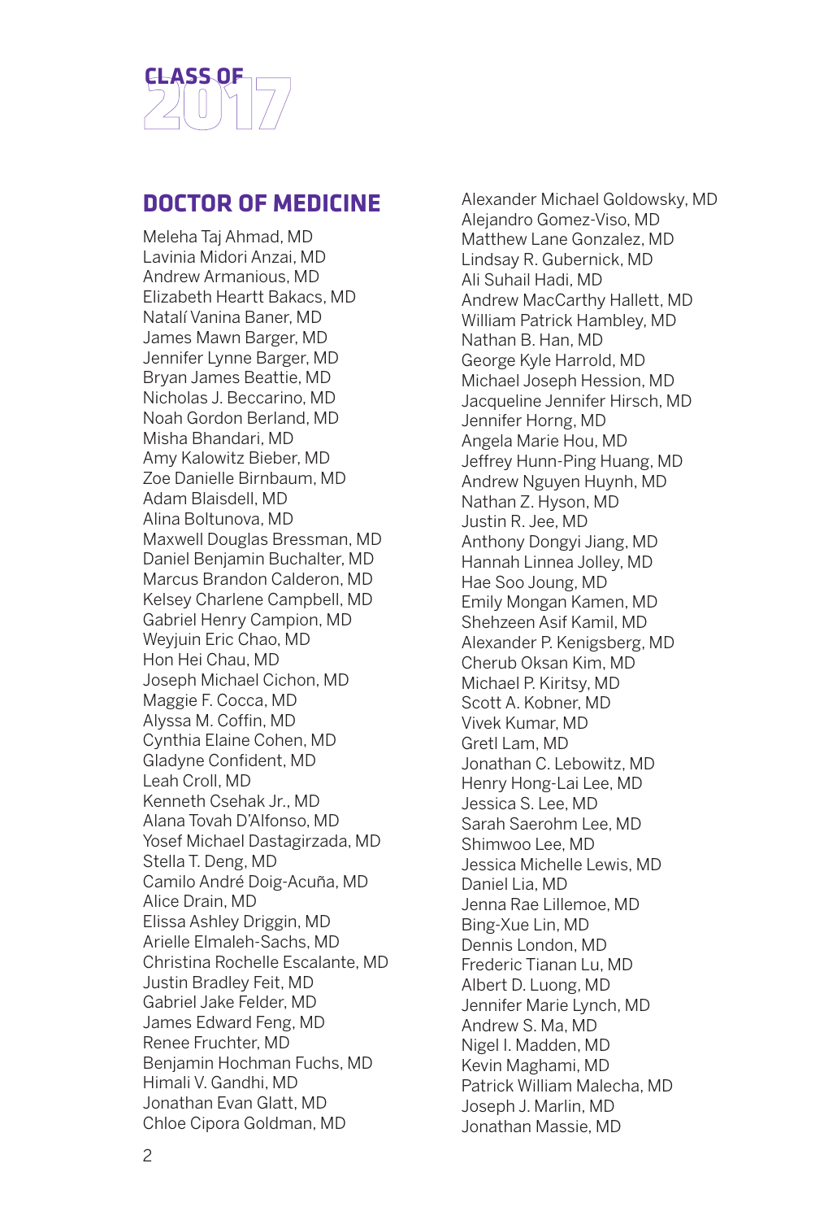# CLASS OF 2017

## DOCTOR OF MEDICINE

Meleha Taj Ahmad, MD
Lavinia Midori Anzai, MD
Andrew Armanious, MD
Elizabeth Heartt Bakacs, MD
Natalí Vanina Baner, MD
James Mawn Barger, MD
Jennifer Lynne Barger, MD
Bryan James Beattie, MD
Nicholas J. Beccarino, MD
Noah Gordon Berland, MD
Misha Bhandari, MD
Amy Kalowitz Bieber, MD
Zoe Danielle Birnbaum, MD
Adam Blaisdell, MD
Alina Boltunova, MD
Maxwell Douglas Bressman, MD
Daniel Benjamin Buchalter, MD
Marcus Brandon Calderon, MD
Kelsey Charlene Campbell, MD
Gabriel Henry Campion, MD
Weyjuin Eric Chao, MD
Hon Hei Chau, MD
Joseph Michael Cichon, MD
Maggie F. Cocca, MD
Alyssa M. Coffin, MD
Cynthia Elaine Cohen, MD
Gladyne Confident, MD
Leah Croll, MD
Kenneth Csehak Jr., MD
Alana Tovah D'Alfonso, MD
Yosef Michael Dastagirzada, MD
Stella T. Deng, MD
Camilo André Doig-Acuña, MD
Alice Drain, MD
Elissa Ashley Driggin, MD
Arielle Elmaleh-Sachs, MD
Christina Rochelle Escalante, MD
Justin Bradley Feit, MD
Gabriel Jake Felder, MD
James Edward Feng, MD
Renee Fruchter, MD
Benjamin Hochman Fuchs, MD
Himali V. Gandhi, MD
Jonathan Evan Glatt, MD
Chloe Cipora Goldman, MD
Alexander Michael Goldowsky, MD
Alejandro Gomez-Viso, MD
Matthew Lane Gonzalez, MD
Lindsay R. Gubernick, MD
Ali Suhail Hadi, MD
Andrew MacCarthy Hallett, MD
William Patrick Hambley, MD
Nathan B. Han, MD
George Kyle Harrold, MD
Michael Joseph Hession, MD
Jacqueline Jennifer Hirsch, MD
Jennifer Horng, MD
Angela Marie Hou, MD
Jeffrey Hunn-Ping Huang, MD
Andrew Nguyen Huynh, MD
Nathan Z. Hyson, MD
Justin R. Jee, MD
Anthony Dongyi Jiang, MD
Hannah Linnea Jolley, MD
Hae Soo Joung, MD
Emily Mongan Kamen, MD
Shehzeen Asif Kamil, MD
Alexander P. Kenigsberg, MD
Cherub Oksan Kim, MD
Michael P. Kiritsy, MD
Scott A. Kobner, MD
Vivek Kumar, MD
Gretl Lam, MD
Jonathan C. Lebowitz, MD
Henry Hong-Lai Lee, MD
Jessica S. Lee, MD
Sarah Saerohm Lee, MD
Shimwoo Lee, MD
Jessica Michelle Lewis, MD
Daniel Lia, MD
Jenna Rae Lillemoe, MD
Bing-Xue Lin, MD
Dennis London, MD
Frederic Tianan Lu, MD
Albert D. Luong, MD
Jennifer Marie Lynch, MD
Andrew S. Ma, MD
Nigel I. Madden, MD
Kevin Maghami, MD
Patrick William Malecha, MD
Joseph J. Marlin, MD
Jonathan Massie, MD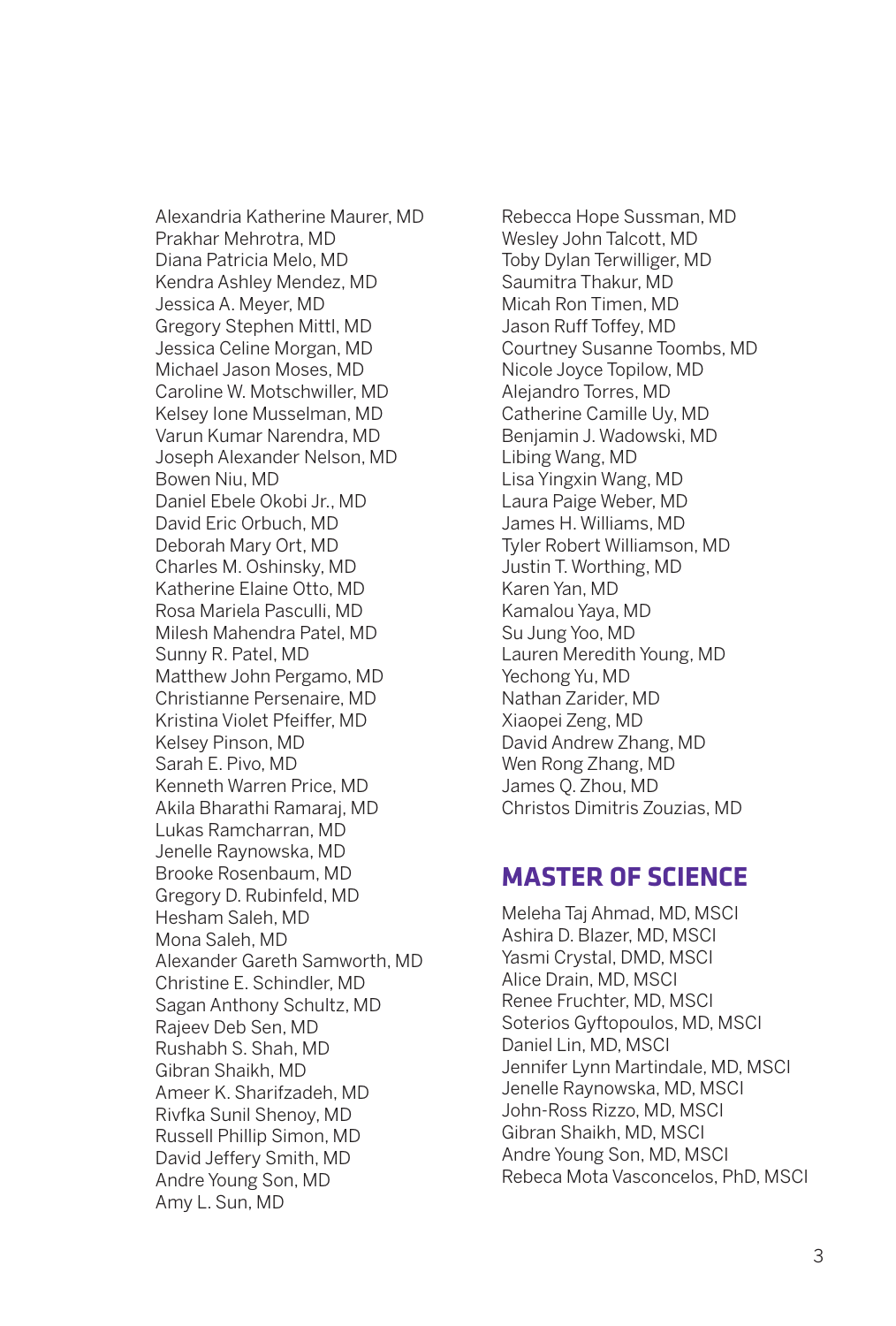Alexandria Katherine Maurer, MD
Prakhar Mehrotra, MD
Diana Patricia Melo, MD
Kendra Ashley Mendez, MD
Jessica A. Meyer, MD
Gregory Stephen Mittl, MD
Jessica Celine Morgan, MD
Michael Jason Moses, MD
Caroline W. Motschwiller, MD
Kelsey Ione Musselman, MD
Varun Kumar Narendra, MD
Joseph Alexander Nelson, MD
Bowen Niu, MD
Daniel Ebele Okobi Jr., MD
David Eric Orbuch, MD
Deborah Mary Ort, MD
Charles M. Oshinsky, MD
Katherine Elaine Otto, MD
Rosa Mariela Pasculli, MD
Milesh Mahendra Patel, MD
Sunny R. Patel, MD
Matthew John Pergamo, MD
Christianne Persenaire, MD
Kristina Violet Pfeiffer, MD
Kelsey Pinson, MD
Sarah E. Pivo, MD
Kenneth Warren Price, MD
Akila Bharathi Ramaraj, MD
Lukas Ramcharran, MD
Jenelle Raynowska, MD
Brooke Rosenbaum, MD
Gregory D. Rubinfeld, MD
Hesham Saleh, MD
Mona Saleh, MD
Alexander Gareth Samworth, MD
Christine E. Schindler, MD
Sagan Anthony Schultz, MD
Rajeev Deb Sen, MD
Rushabh S. Shah, MD
Gibran Shaikh, MD
Ameer K. Sharifzadeh, MD
Rivfka Sunil Shenoy, MD
Russell Phillip Simon, MD
David Jeffery Smith, MD
Andre Young Son, MD
Amy L. Sun, MD
Rebecca Hope Sussman, MD
Wesley John Talcott, MD
Toby Dylan Terwilliger, MD
Saumitra Thakur, MD
Micah Ron Timen, MD
Jason Ruff Toffey, MD
Courtney Susanne Toombs, MD
Nicole Joyce Topilow, MD
Alejandro Torres, MD
Catherine Camille Uy, MD
Benjamin J. Wadowski, MD
Libing Wang, MD
Lisa Yingxin Wang, MD
Laura Paige Weber, MD
James H. Williams, MD
Tyler Robert Williamson, MD
Justin T. Worthing, MD
Karen Yan, MD
Kamalou Yaya, MD
Su Jung Yoo, MD
Lauren Meredith Young, MD
Yechong Yu, MD
Nathan Zarider, MD
Xiaopei Zeng, MD
David Andrew Zhang, MD
Wen Rong Zhang, MD
James Q. Zhou, MD
Christos Dimitris Zouzias, MD

## MASTER OF SCIENCE

Meleha Taj Ahmad, MD, MSCI
Ashira D. Blazer, MD, MSCI
Yasmi Crystal, DMD, MSCI
Alice Drain, MD, MSCI
Renee Fruchter, MD, MSCI
Soterios Gyftopoulos, MD, MSCI
Daniel Lin, MD, MSCI
Jennifer Lynn Martindale, MD, MSCI
Jenelle Raynowska, MD, MSCI
John-Ross Rizzo, MD, MSCI
Gibran Shaikh, MD, MSCI
Andre Young Son, MD, MSCI
Rebeca Mota Vasconcelos, PhD, MSCI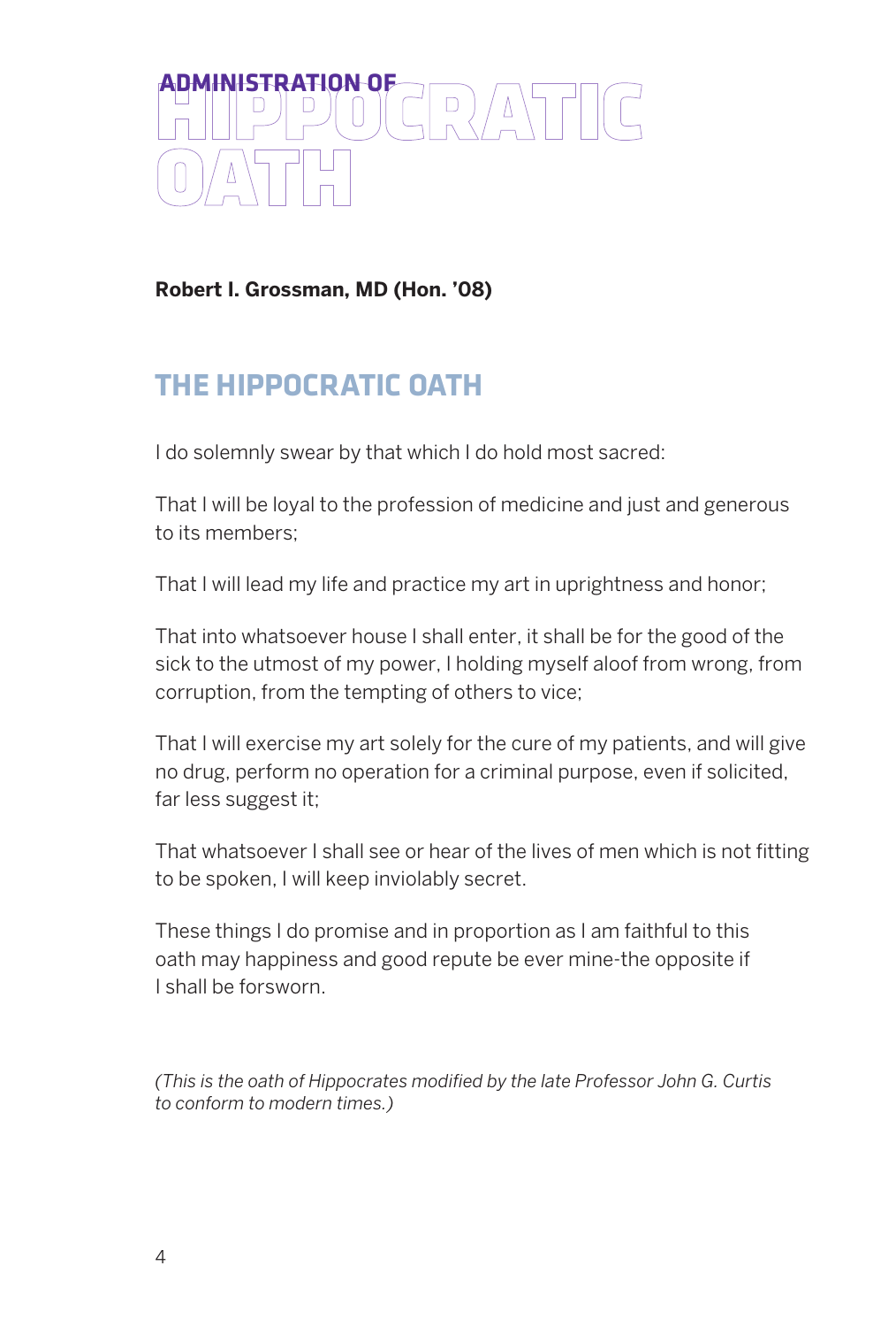# ADMINISTRATION OF HIPPOCRATIC OATH

**Robert I. Grossman, MD (Hon. '08)**

## THE HIPPOCRATIC OATH

I do solemnly swear by that which I do hold most sacred:

That I will be loyal to the profession of medicine and just and generous to its members;

That I will lead my life and practice my art in uprightness and honor;

That into whatsoever house I shall enter, it shall be for the good of the sick to the utmost of my power, I holding myself aloof from wrong, from corruption, from the tempting of others to vice;

That I will exercise my art solely for the cure of my patients, and will give no drug, perform no operation for a criminal purpose, even if solicited, far less suggest it;

That whatsoever I shall see or hear of the lives of men which is not fitting to be spoken, I will keep inviolably secret.

These things I do promise and in proportion as I am faithful to this oath may happiness and good repute be ever mine-the opposite if I shall be forsworn.

*(This is the oath of Hippocrates modified by the late Professor John G. Curtis to conform to modern times.)*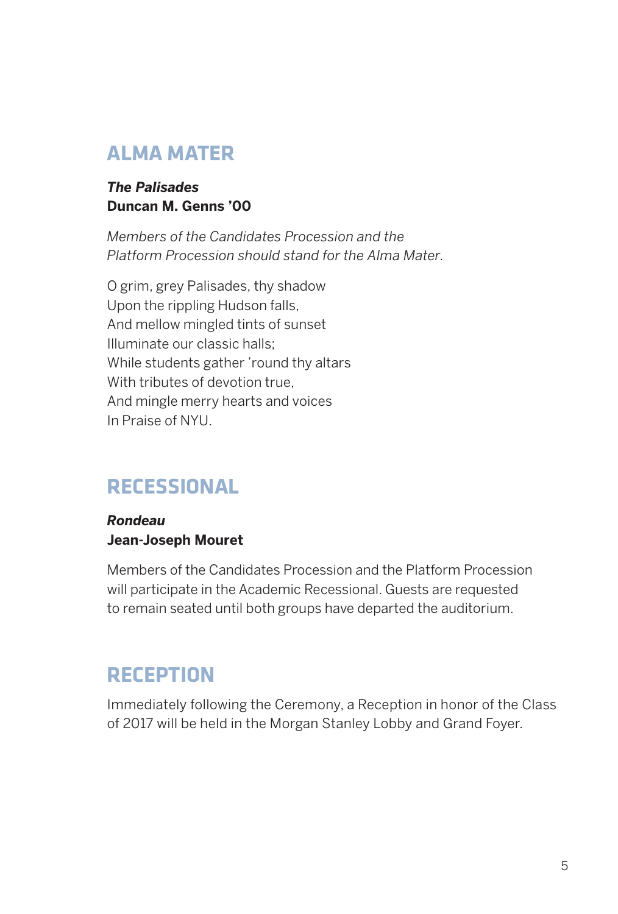## ALMA MATER

***The Palisades***
**Duncan M. Genns ’00**

*Members of the Candidates Procession and the Platform Procession should stand for the Alma Mater.*

O grim, grey Palisades, thy shadow
Upon the rippling Hudson falls,
And mellow mingled tints of sunset
Illuminate our classic halls;
While students gather ’round thy altars
With tributes of devotion true,
And mingle merry hearts and voices
In Praise of NYU.

## RECESSIONAL

***Rondeau***
**Jean-Joseph Mouret**

Members of the Candidates Procession and the Platform Procession will participate in the Academic Recessional. Guests are requested to remain seated until both groups have departed the auditorium.

## RECEPTION

Immediately following the Ceremony, a Reception in honor of the Class of 2017 will be held in the Morgan Stanley Lobby and Grand Foyer.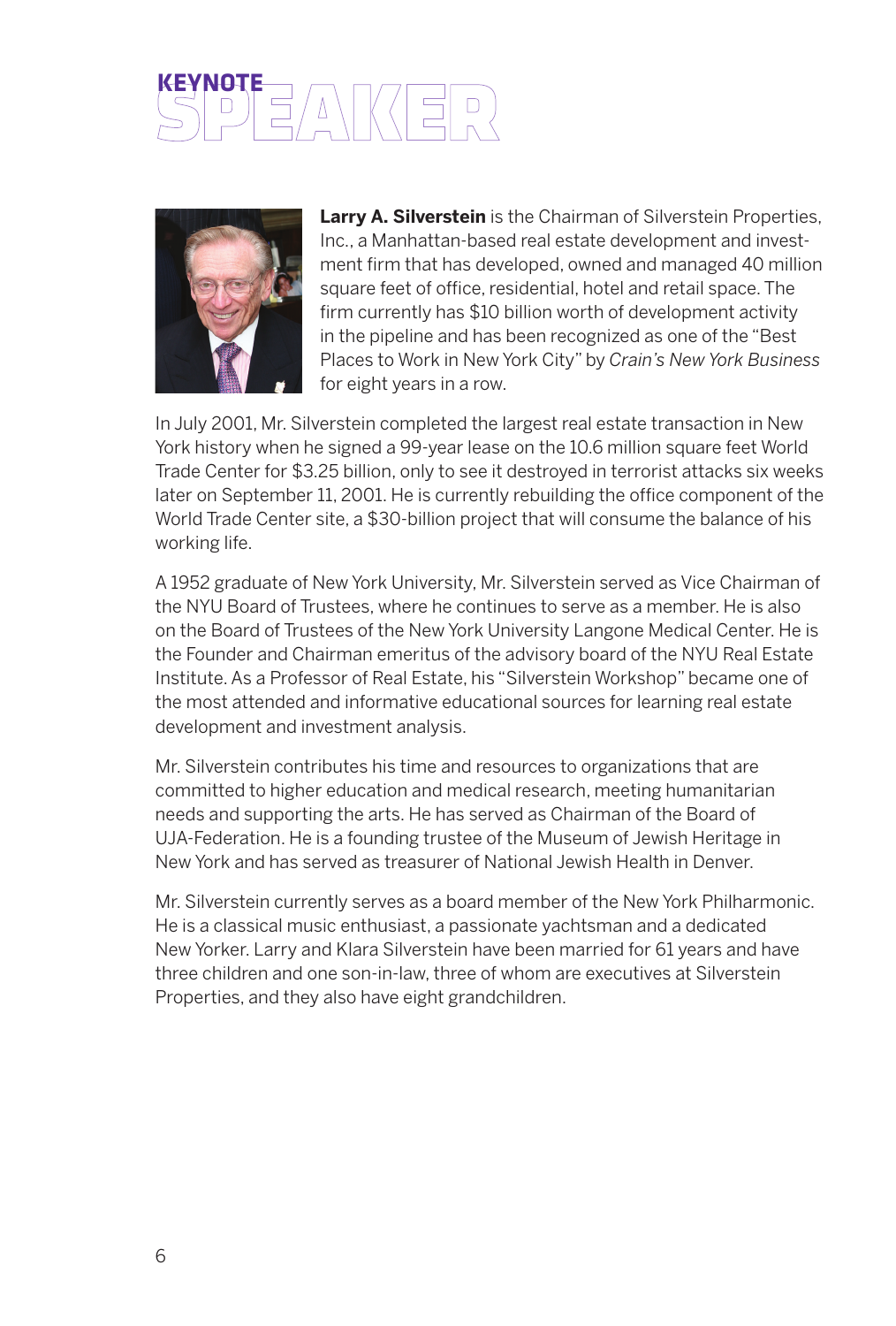# KEYNOTE SPEAKER

**Larry A. Silverstein** is the Chairman of Silverstein Properties, Inc., a Manhattan-based real estate development and investment firm that has developed, owned and managed 40 million square feet of office, residential, hotel and retail space. The firm currently has $10 billion worth of development activity in the pipeline and has been recognized as one of the "Best Places to Work in New York City" by *Crain's New York Business* for eight years in a row.

In July 2001, Mr. Silverstein completed the largest real estate transaction in New York history when he signed a 99-year lease on the 10.6 million square feet World Trade Center for $3.25 billion, only to see it destroyed in terrorist attacks six weeks later on September 11, 2001. He is currently rebuilding the office component of the World Trade Center site, a $30-billion project that will consume the balance of his working life.

A 1952 graduate of New York University, Mr. Silverstein served as Vice Chairman of the NYU Board of Trustees, where he continues to serve as a member. He is also on the Board of Trustees of the New York University Langone Medical Center. He is the Founder and Chairman emeritus of the advisory board of the NYU Real Estate Institute. As a Professor of Real Estate, his "Silverstein Workshop" became one of the most attended and informative educational sources for learning real estate development and investment analysis.

Mr. Silverstein contributes his time and resources to organizations that are committed to higher education and medical research, meeting humanitarian needs and supporting the arts. He has served as Chairman of the Board of UJA-Federation. He is a founding trustee of the Museum of Jewish Heritage in New York and has served as treasurer of National Jewish Health in Denver.

Mr. Silverstein currently serves as a board member of the New York Philharmonic. He is a classical music enthusiast, a passionate yachtsman and a dedicated New Yorker. Larry and Klara Silverstein have been married for 61 years and have three children and one son-in-law, three of whom are executives at Silverstein Properties, and they also have eight grandchildren.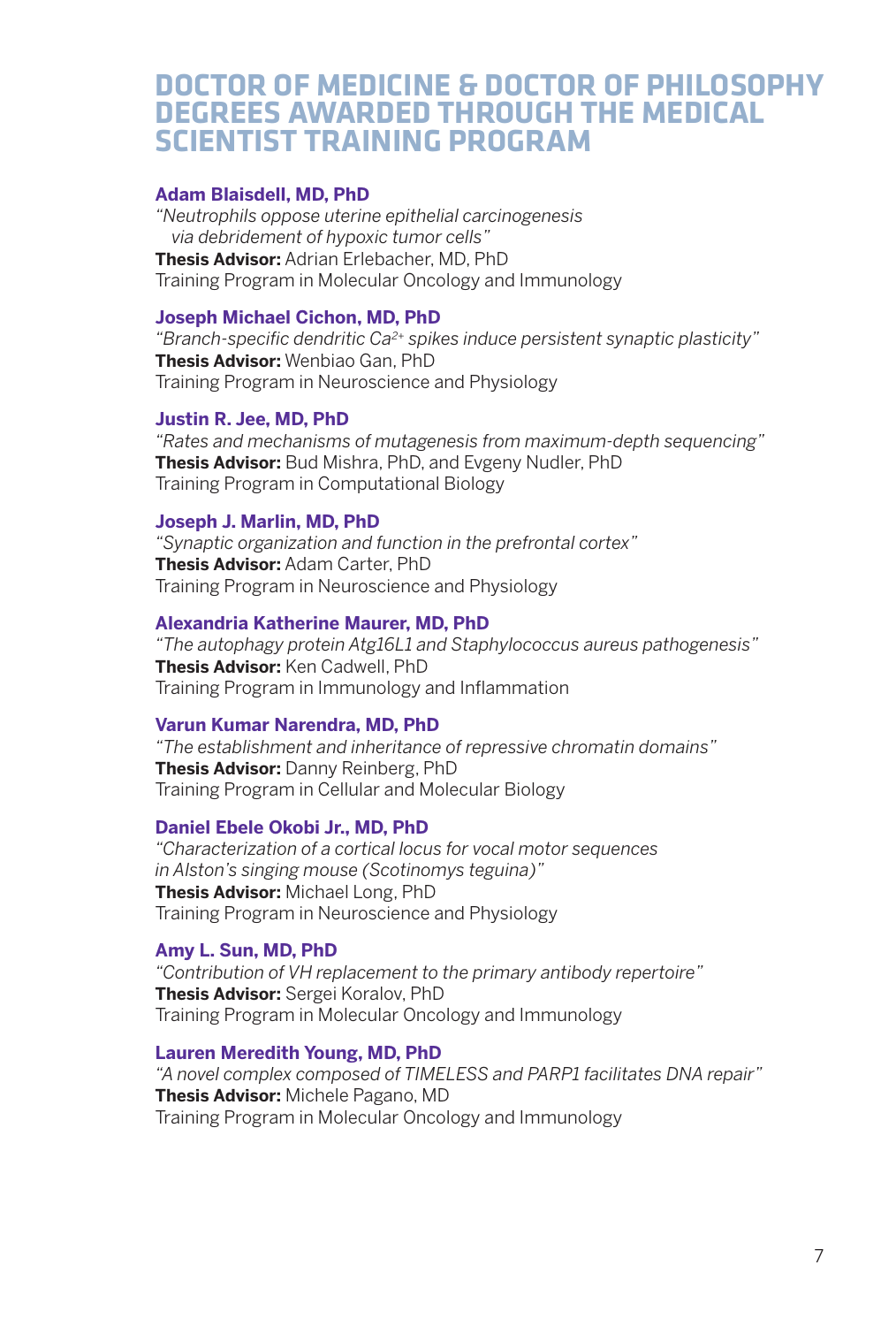# DOCTOR OF MEDICINE & DOCTOR OF PHILOSOPHY DEGREES AWARDED THROUGH THE MEDICAL SCIENTIST TRAINING PROGRAM

**Adam Blaisdell, MD, PhD**
*"Neutrophils oppose uterine epithelial carcinogenesis via debridement of hypoxic tumor cells"*
**Thesis Advisor:** Adrian Erlebacher, MD, PhD
Training Program in Molecular Oncology and Immunology

**Joseph Michael Cichon, MD, PhD**
*"Branch-specific dendritic $Ca^{2+}$ spikes induce persistent synaptic plasticity"*
**Thesis Advisor:** Wenbiao Gan, PhD
Training Program in Neuroscience and Physiology

**Justin R. Jee, MD, PhD**
*"Rates and mechanisms of mutagenesis from maximum-depth sequencing"*
**Thesis Advisor:** Bud Mishra, PhD, and Evgeny Nudler, PhD
Training Program in Computational Biology

**Joseph J. Marlin, MD, PhD**
*"Synaptic organization and function in the prefrontal cortex"*
**Thesis Advisor:** Adam Carter, PhD
Training Program in Neuroscience and Physiology

**Alexandria Katherine Maurer, MD, PhD**
*"The autophagy protein Atg16L1 and Staphylococcus aureus pathogenesis"*
**Thesis Advisor:** Ken Cadwell, PhD
Training Program in Immunology and Inflammation

**Varun Kumar Narendra, MD, PhD**
*"The establishment and inheritance of repressive chromatin domains"*
**Thesis Advisor:** Danny Reinberg, PhD
Training Program in Cellular and Molecular Biology

**Daniel Ebele Okobi Jr., MD, PhD**
*"Characterization of a cortical locus for vocal motor sequences in Alston's singing mouse (Scotinomys teguina)"*
**Thesis Advisor:** Michael Long, PhD
Training Program in Neuroscience and Physiology

**Amy L. Sun, MD, PhD**
*"Contribution of VH replacement to the primary antibody repertoire"*
**Thesis Advisor:** Sergei Koralov, PhD
Training Program in Molecular Oncology and Immunology

**Lauren Meredith Young, MD, PhD**
*"A novel complex composed of TIMELESS and PARP1 facilitates DNA repair"*
**Thesis Advisor:** Michele Pagano, MD
Training Program in Molecular Oncology and Immunology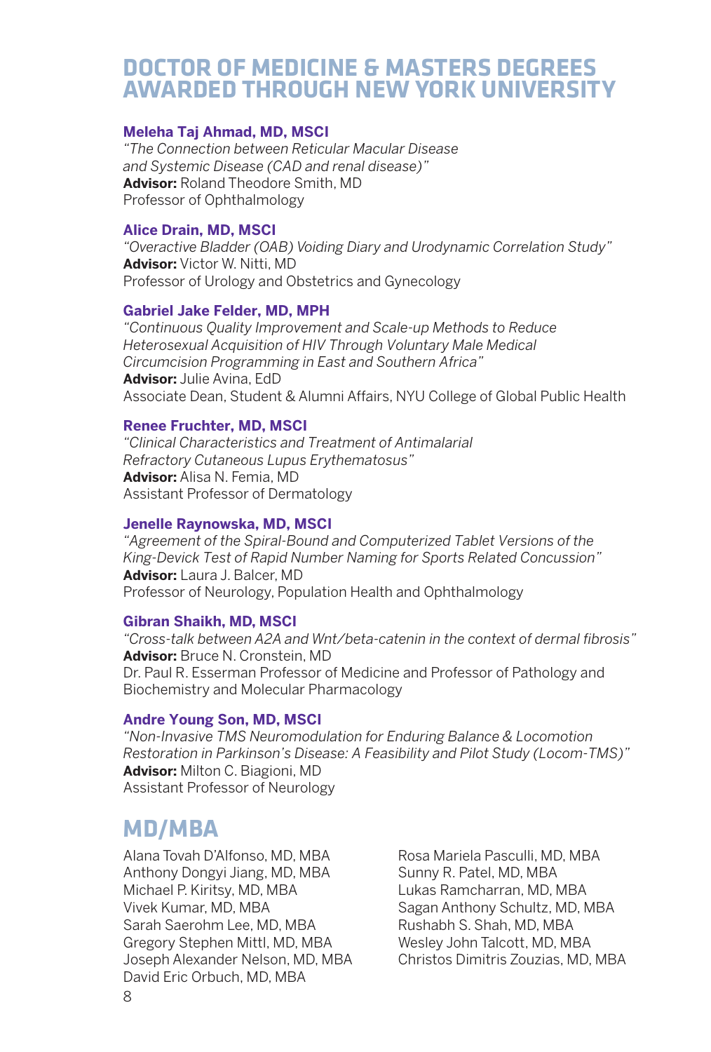# DOCTOR OF MEDICINE & MASTERS DEGREES AWARDED THROUGH NEW YORK UNIVERSITY

**Meleha Taj Ahmad, MD, MSCI**
*"The Connection between Reticular Macular Disease and Systemic Disease (CAD and renal disease)"*
**Advisor:** Roland Theodore Smith, MD
Professor of Ophthalmology

**Alice Drain, MD, MSCI**
*"Overactive Bladder (OAB) Voiding Diary and Urodynamic Correlation Study"*
**Advisor:** Victor W. Nitti, MD
Professor of Urology and Obstetrics and Gynecology

**Gabriel Jake Felder, MD, MPH**
*"Continuous Quality Improvement and Scale-up Methods to Reduce Heterosexual Acquisition of HIV Through Voluntary Male Medical Circumcision Programming in East and Southern Africa"*
**Advisor:** Julie Avina, EdD
Associate Dean, Student & Alumni Affairs, NYU College of Global Public Health

**Renee Fruchter, MD, MSCI**
*"Clinical Characteristics and Treatment of Antimalarial Refractory Cutaneous Lupus Erythematosus"*
**Advisor:** Alisa N. Femia, MD
Assistant Professor of Dermatology

**Jenelle Raynowska, MD, MSCI**
*"Agreement of the Spiral-Bound and Computerized Tablet Versions of the King-Devick Test of Rapid Number Naming for Sports Related Concussion"*
**Advisor:** Laura J. Balcer, MD
Professor of Neurology, Population Health and Ophthalmology

**Gibran Shaikh, MD, MSCI**
*"Cross-talk between A2A and Wnt/beta-catenin in the context of dermal fibrosis"*
**Advisor:** Bruce N. Cronstein, MD
Dr. Paul R. Esserman Professor of Medicine and Professor of Pathology and Biochemistry and Molecular Pharmacology

**Andre Young Son, MD, MSCI**
*"Non-Invasive TMS Neuromodulation for Enduring Balance & Locomotion Restoration in Parkinson's Disease: A Feasibility and Pilot Study (Locom-TMS)"*
**Advisor:** Milton C. Biagioni, MD
Assistant Professor of Neurology

# MD/MBA

Alana Tovah D'Alfonso, MD, MBA
Anthony Dongyi Jiang, MD, MBA
Michael P. Kiritsy, MD, MBA
Vivek Kumar, MD, MBA
Sarah Saerohm Lee, MD, MBA
Gregory Stephen Mittl, MD, MBA
Joseph Alexander Nelson, MD, MBA
David Eric Orbuch, MD, MBA
Rosa Mariela Pasculli, MD, MBA
Sunny R. Patel, MD, MBA
Lukas Ramcharran, MD, MBA
Sagan Anthony Schultz, MD, MBA
Rushabh S. Shah, MD, MBA
Wesley John Talcott, MD, MBA
Christos Dimitris Zouzias, MD, MBA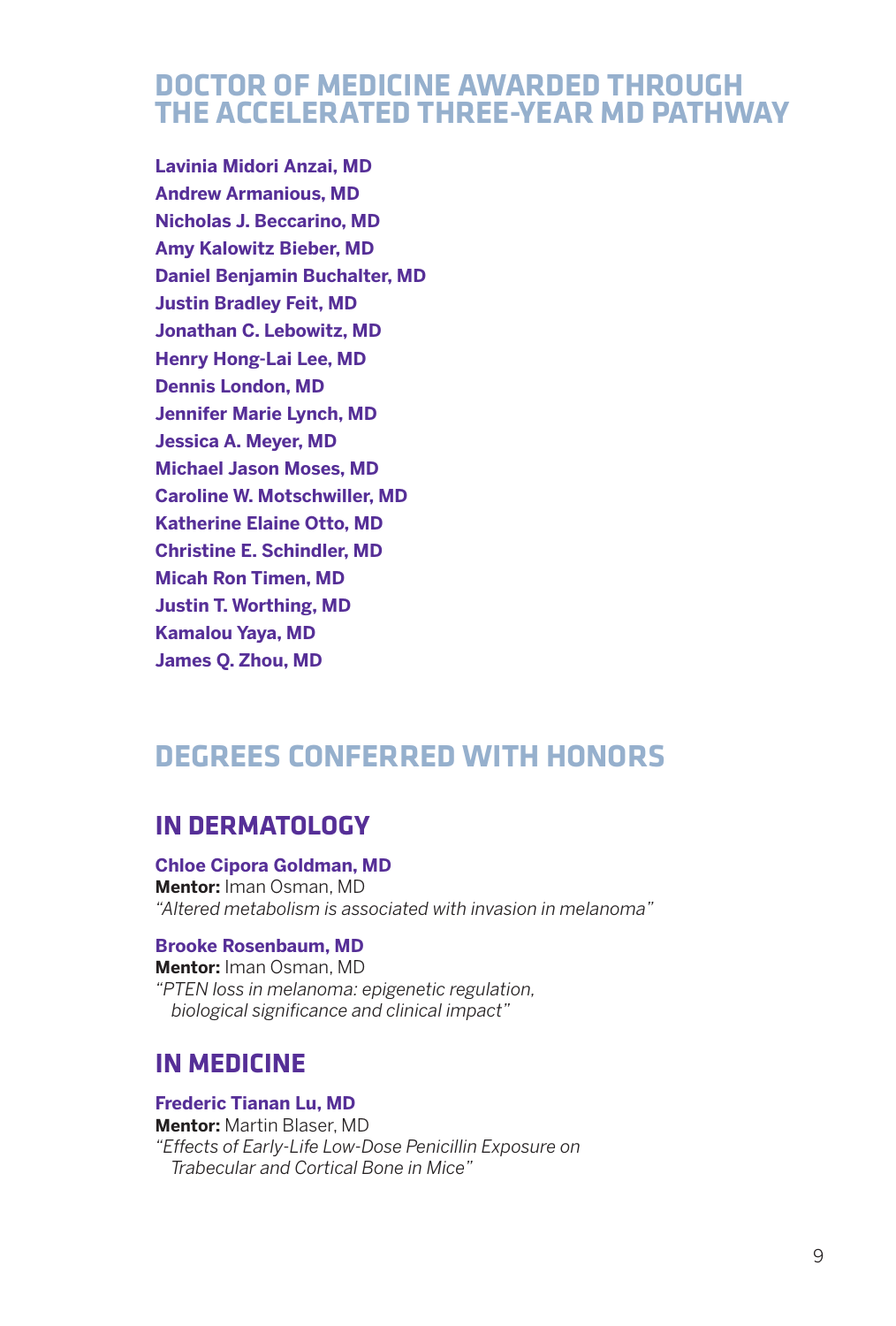## DOCTOR OF MEDICINE AWARDED THROUGH THE ACCELERATED THREE-YEAR MD PATHWAY

**Lavinia Midori Anzai, MD**
**Andrew Armanious, MD**
**Nicholas J. Beccarino, MD**
**Amy Kalowitz Bieber, MD**
**Daniel Benjamin Buchalter, MD**
**Justin Bradley Feit, MD**
**Jonathan C. Lebowitz, MD**
**Henry Hong-Lai Lee, MD**
**Dennis London, MD**
**Jennifer Marie Lynch, MD**
**Jessica A. Meyer, MD**
**Michael Jason Moses, MD**
**Caroline W. Motschwiller, MD**
**Katherine Elaine Otto, MD**
**Christine E. Schindler, MD**
**Micah Ron Timen, MD**
**Justin T. Worthing, MD**
**Kamalou Yaya, MD**
**James Q. Zhou, MD**

## DEGREES CONFERRED WITH HONORS

### IN DERMATOLOGY

**Chloe Cipora Goldman, MD**
**Mentor:** Iman Osman, MD
*"Altered metabolism is associated with invasion in melanoma"*

**Brooke Rosenbaum, MD**
**Mentor:** Iman Osman, MD
*"PTEN loss in melanoma: epigenetic regulation, biological significance and clinical impact"*

### IN MEDICINE

**Frederic Tianan Lu, MD**
**Mentor:** Martin Blaser, MD
*"Effects of Early-Life Low-Dose Penicillin Exposure on Trabecular and Cortical Bone in Mice"*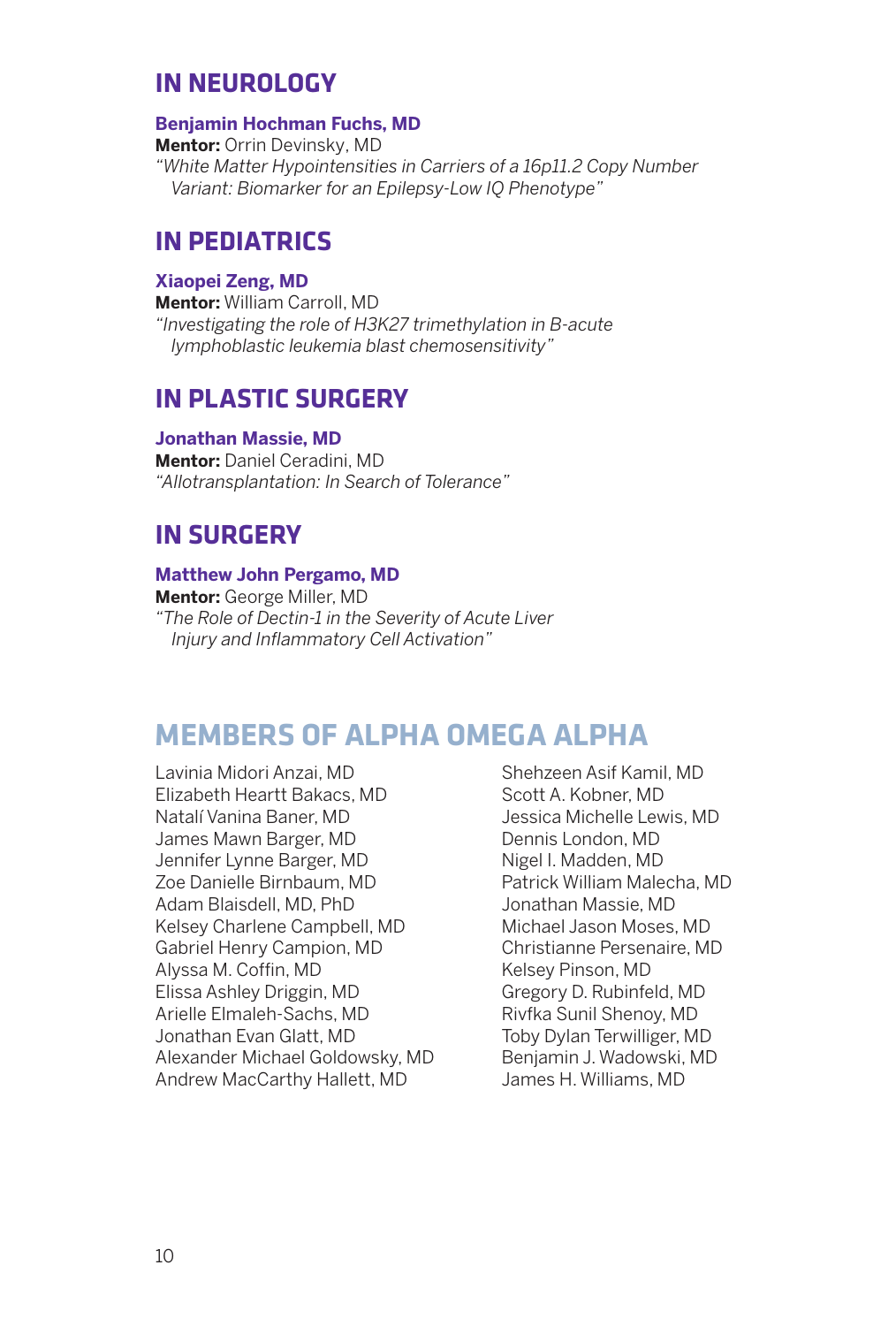## IN NEUROLOGY

**Benjamin Hochman Fuchs, MD**
**Mentor:** Orrin Devinsky, MD
*"White Matter Hypointensities in Carriers of a 16p11.2 Copy Number Variant: Biomarker for an Epilepsy-Low IQ Phenotype"*

## IN PEDIATRICS

**Xiaopei Zeng, MD**
**Mentor:** William Carroll, MD
*"Investigating the role of H3K27 trimethylation in B-acute lymphoblastic leukemia blast chemosensitivity"*

## IN PLASTIC SURGERY

**Jonathan Massie, MD**
**Mentor:** Daniel Ceradini, MD
*"Allotransplantation: In Search of Tolerance"*

## IN SURGERY

**Matthew John Pergamo, MD**
**Mentor:** George Miller, MD
*"The Role of Dectin-1 in the Severity of Acute Liver Injury and Inflammatory Cell Activation"*

# MEMBERS OF ALPHA OMEGA ALPHA

Lavinia Midori Anzai, MD
Elizabeth Heartt Bakacs, MD
Natalí Vanina Baner, MD
James Mawn Barger, MD
Jennifer Lynne Barger, MD
Zoe Danielle Birnbaum, MD
Adam Blaisdell, MD, PhD
Kelsey Charlene Campbell, MD
Gabriel Henry Campion, MD
Alyssa M. Coffin, MD
Elissa Ashley Driggin, MD
Arielle Elmaleh-Sachs, MD
Jonathan Evan Glatt, MD
Alexander Michael Goldowsky, MD
Andrew MacCarthy Hallett, MD
Shehzeen Asif Kamil, MD
Scott A. Kobner, MD
Jessica Michelle Lewis, MD
Dennis London, MD
Nigel I. Madden, MD
Patrick William Malecha, MD
Jonathan Massie, MD
Michael Jason Moses, MD
Christianne Persenaire, MD
Kelsey Pinson, MD
Gregory D. Rubinfeld, MD
Rivfka Sunil Shenoy, MD
Toby Dylan Terwilliger, MD
Benjamin J. Wadowski, MD
James H. Williams, MD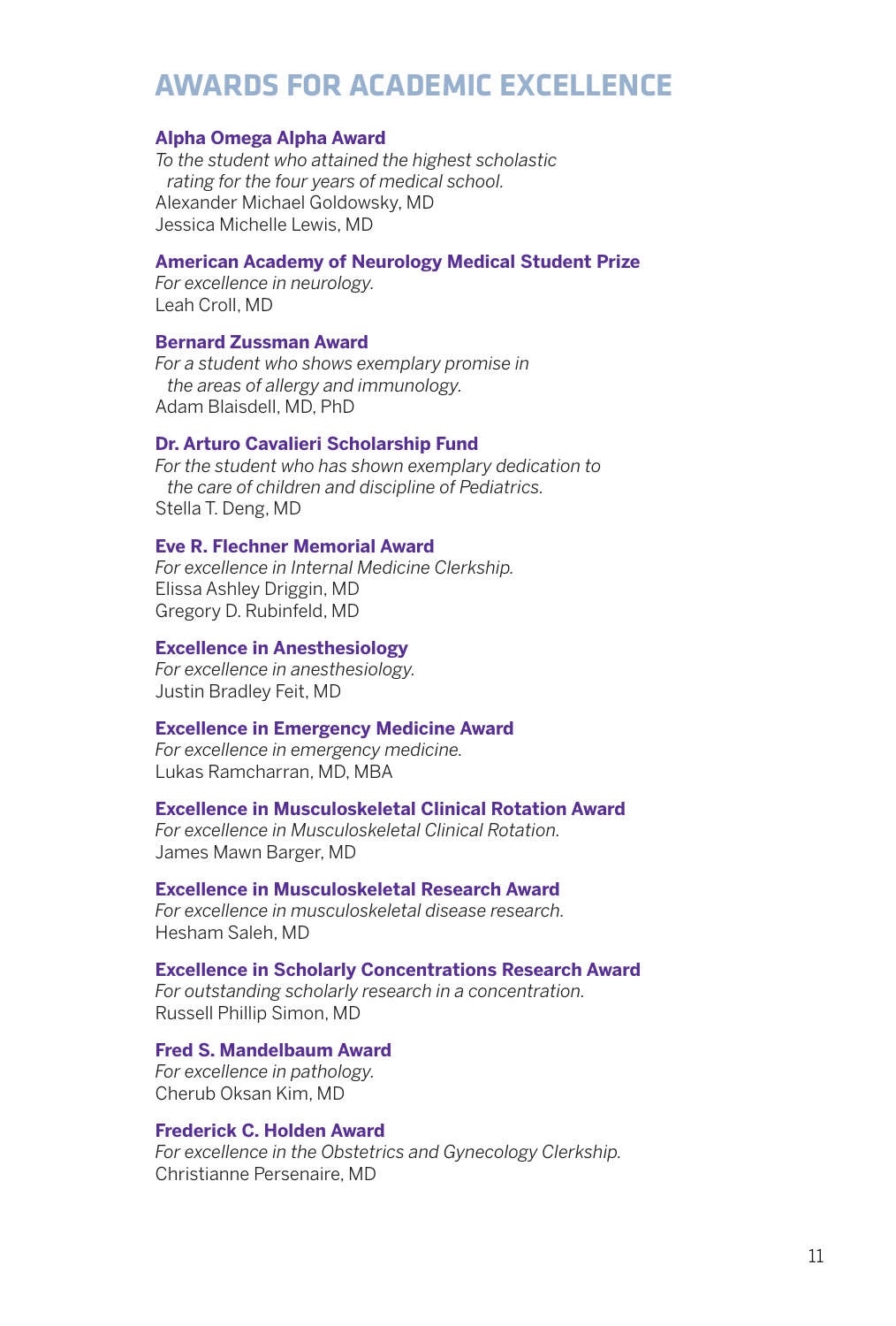# AWARDS FOR ACADEMIC EXCELLENCE

**Alpha Omega Alpha Award**
*To the student who attained the highest scholastic rating for the four years of medical school.*
Alexander Michael Goldowsky, MD
Jessica Michelle Lewis, MD

**American Academy of Neurology Medical Student Prize**
*For excellence in neurology.*
Leah Croll, MD

**Bernard Zussman Award**
*For a student who shows exemplary promise in the areas of allergy and immunology.*
Adam Blaisdell, MD, PhD

**Dr. Arturo Cavalieri Scholarship Fund**
*For the student who has shown exemplary dedication to the care of children and discipline of Pediatrics.*
Stella T. Deng, MD

**Eve R. Flechner Memorial Award**
*For excellence in Internal Medicine Clerkship.*
Elissa Ashley Driggin, MD
Gregory D. Rubinfeld, MD

**Excellence in Anesthesiology**
*For excellence in anesthesiology.*
Justin Bradley Feit, MD

**Excellence in Emergency Medicine Award**
*For excellence in emergency medicine.*
Lukas Ramcharran, MD, MBA

**Excellence in Musculoskeletal Clinical Rotation Award**
*For excellence in Musculoskeletal Clinical Rotation.*
James Mawn Barger, MD

**Excellence in Musculoskeletal Research Award**
*For excellence in musculoskeletal disease research.*
Hesham Saleh, MD

**Excellence in Scholarly Concentrations Research Award**
*For outstanding scholarly research in a concentration.*
Russell Phillip Simon, MD

**Fred S. Mandelbaum Award**
*For excellence in pathology.*
Cherub Oksan Kim, MD

**Frederick C. Holden Award**
*For excellence in the Obstetrics and Gynecology Clerkship.*
Christianne Persenaire, MD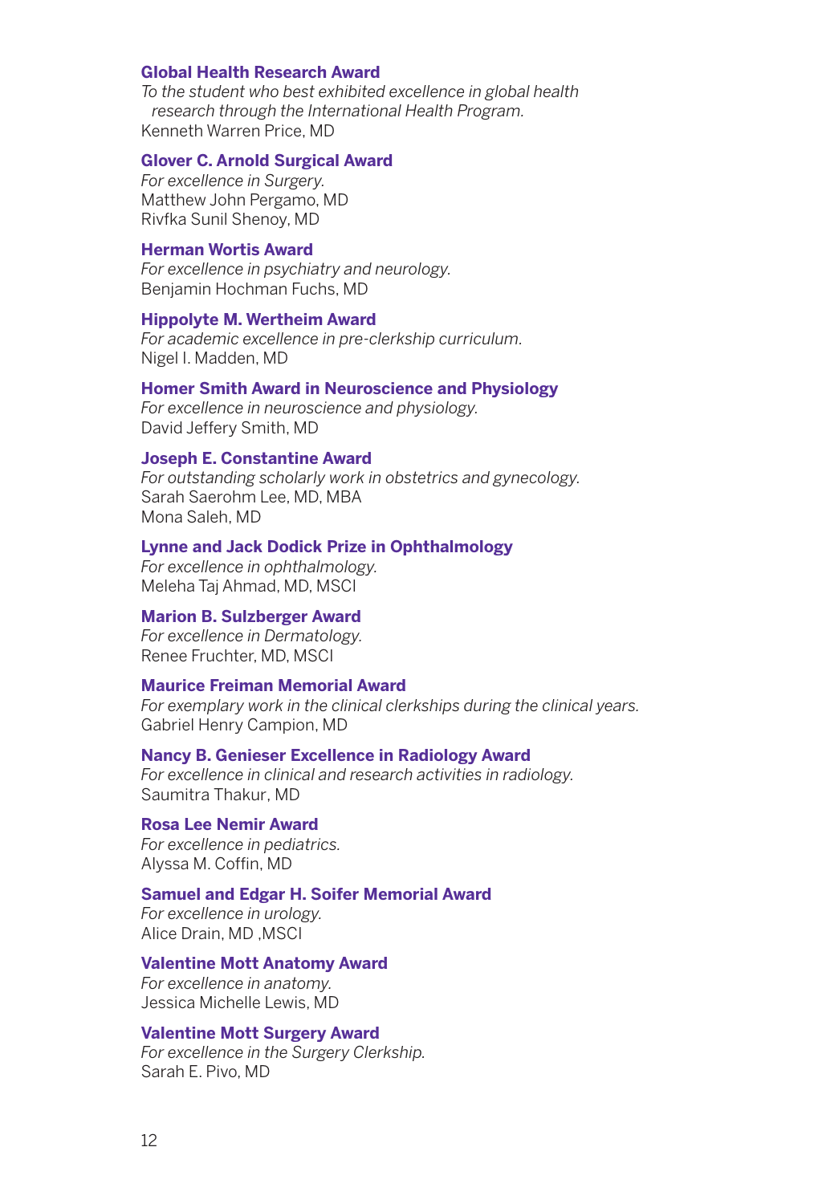### Global Health Research Award

*To the student who best exhibited excellence in global health research through the International Health Program.*

Kenneth Warren Price, MD

### Glover C. Arnold Surgical Award

*For excellence in Surgery.*

Matthew John Pergamo, MD
Rivfka Sunil Shenoy, MD

### Herman Wortis Award

*For excellence in psychiatry and neurology.*

Benjamin Hochman Fuchs, MD

### Hippolyte M. Wertheim Award

*For academic excellence in pre-clerkship curriculum.*

Nigel I. Madden, MD

### Homer Smith Award in Neuroscience and Physiology

*For excellence in neuroscience and physiology.*

David Jeffery Smith, MD

### Joseph E. Constantine Award

*For outstanding scholarly work in obstetrics and gynecology.*

Sarah Saerohm Lee, MD, MBA
Mona Saleh, MD

### Lynne and Jack Dodick Prize in Ophthalmology

*For excellence in ophthalmology.*

Meleha Taj Ahmad, MD, MSCI

### Marion B. Sulzberger Award

*For excellence in Dermatology.*

Renee Fruchter, MD, MSCI

### Maurice Freiman Memorial Award

*For exemplary work in the clinical clerkships during the clinical years.*

Gabriel Henry Campion, MD

### Nancy B. Genieser Excellence in Radiology Award

*For excellence in clinical and research activities in radiology.*

Saumitra Thakur, MD

### Rosa Lee Nemir Award

*For excellence in pediatrics.*

Alyssa M. Coffin, MD

### Samuel and Edgar H. Soifer Memorial Award

*For excellence in urology.*

Alice Drain, MD ,MSCI

### Valentine Mott Anatomy Award

*For excellence in anatomy.*

Jessica Michelle Lewis, MD

### Valentine Mott Surgery Award

*For excellence in the Surgery Clerkship.*

Sarah E. Pivo, MD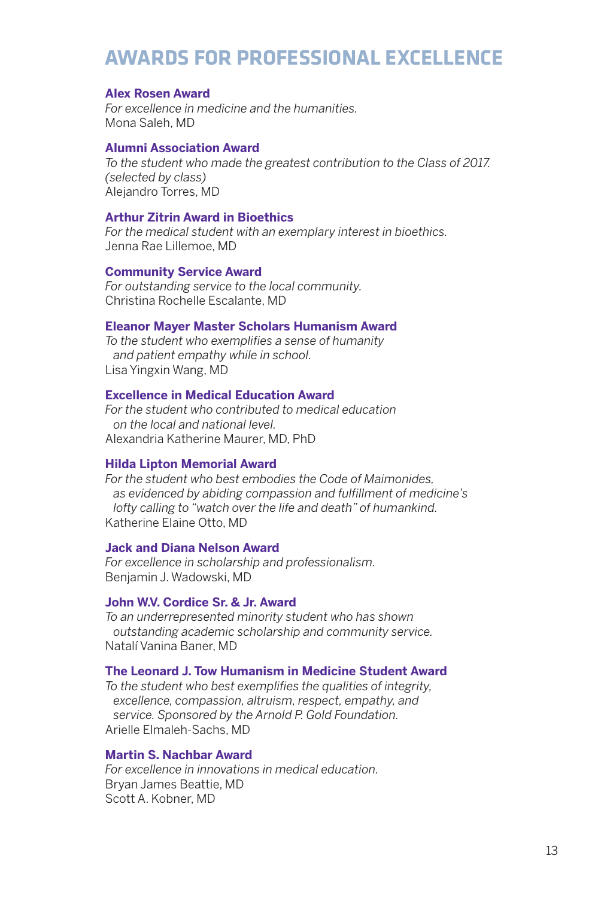# AWARDS FOR PROFESSIONAL EXCELLENCE

**Alex Rosen Award**
*For excellence in medicine and the humanities.*
Mona Saleh, MD

**Alumni Association Award**
*To the student who made the greatest contribution to the Class of 2017. (selected by class)*
Alejandro Torres, MD

**Arthur Zitrin Award in Bioethics**
*For the medical student with an exemplary interest in bioethics.*
Jenna Rae Lillemoe, MD

**Community Service Award**
*For outstanding service to the local community.*
Christina Rochelle Escalante, MD

**Eleanor Mayer Master Scholars Humanism Award**
*To the student who exemplifies a sense of humanity and patient empathy while in school.*
Lisa Yingxin Wang, MD

**Excellence in Medical Education Award**
*For the student who contributed to medical education on the local and national level.*
Alexandria Katherine Maurer, MD, PhD

**Hilda Lipton Memorial Award**
*For the student who best embodies the Code of Maimonides, as evidenced by abiding compassion and fulfillment of medicine's lofty calling to "watch over the life and death" of humankind.*
Katherine Elaine Otto, MD

**Jack and Diana Nelson Award**
*For excellence in scholarship and professionalism.*
Benjamin J. Wadowski, MD

**John W.V. Cordice Sr. & Jr. Award**
*To an underrepresented minority student who has shown outstanding academic scholarship and community service.*
Natalí Vanina Baner, MD

**The Leonard J. Tow Humanism in Medicine Student Award**
*To the student who best exemplifies the qualities of integrity, excellence, compassion, altruism, respect, empathy, and service. Sponsored by the Arnold P. Gold Foundation.*
Arielle Elmaleh-Sachs, MD

**Martin S. Nachbar Award**
*For excellence in innovations in medical education.*
Bryan James Beattie, MD
Scott A. Kobner, MD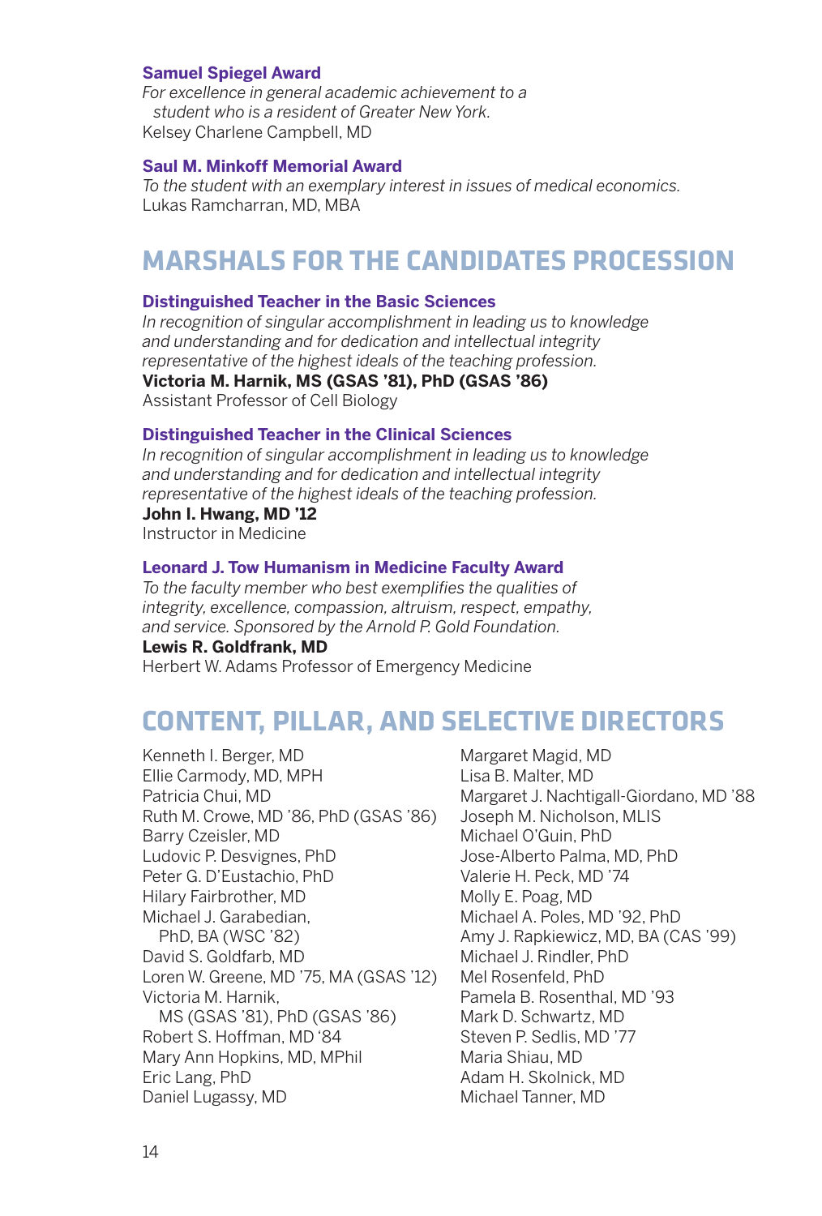### Samuel Spiegel Award

*For excellence in general academic achievement to a student who is a resident of Greater New York.*
Kelsey Charlene Campbell, MD

### Saul M. Minkoff Memorial Award

*To the student with an exemplary interest in issues of medical economics.*
Lukas Ramcharran, MD, MBA

## MARSHALS FOR THE CANDIDATES PROCESSION

### Distinguished Teacher in the Basic Sciences

*In recognition of singular accomplishment in leading us to knowledge and understanding and for dedication and intellectual integrity representative of the highest ideals of the teaching profession.*
**Victoria M. Harnik, MS (GSAS '81), PhD (GSAS '86)**
Assistant Professor of Cell Biology

### Distinguished Teacher in the Clinical Sciences

*In recognition of singular accomplishment in leading us to knowledge and understanding and for dedication and intellectual integrity representative of the highest ideals of the teaching profession.*
**John I. Hwang, MD '12**
Instructor in Medicine

### Leonard J. Tow Humanism in Medicine Faculty Award

*To the faculty member who best exemplifies the qualities of integrity, excellence, compassion, altruism, respect, empathy, and service. Sponsored by the Arnold P. Gold Foundation.*
**Lewis R. Goldfrank, MD**
Herbert W. Adams Professor of Emergency Medicine

## CONTENT, PILLAR, AND SELECTIVE DIRECTORS

Kenneth I. Berger, MD
Ellie Carmody, MD, MPH
Patricia Chui, MD
Ruth M. Crowe, MD '86, PhD (GSAS '86)
Barry Czeisler, MD
Ludovic P. Desvignes, PhD
Peter G. D'Eustachio, PhD
Hilary Fairbrother, MD
Michael J. Garabedian, PhD, BA (WSC '82)
David S. Goldfarb, MD
Loren W. Greene, MD '75, MA (GSAS '12)
Victoria M. Harnik, MS (GSAS '81), PhD (GSAS '86)
Robert S. Hoffman, MD '84
Mary Ann Hopkins, MD, MPhil
Eric Lang, PhD
Daniel Lugassy, MD
Margaret Magid, MD
Lisa B. Malter, MD
Margaret J. Nachtigall-Giordano, MD '88
Joseph M. Nicholson, MLIS
Michael O'Guin, PhD
Jose-Alberto Palma, MD, PhD
Valerie H. Peck, MD '74
Molly E. Poag, MD
Michael A. Poles, MD '92, PhD
Amy J. Rapkiewicz, MD, BA (CAS '99)
Michael J. Rindler, PhD
Mel Rosenfeld, PhD
Pamela B. Rosenthal, MD '93
Mark D. Schwartz, MD
Steven P. Sedlis, MD '77
Maria Shiau, MD
Adam H. Skolnick, MD
Michael Tanner, MD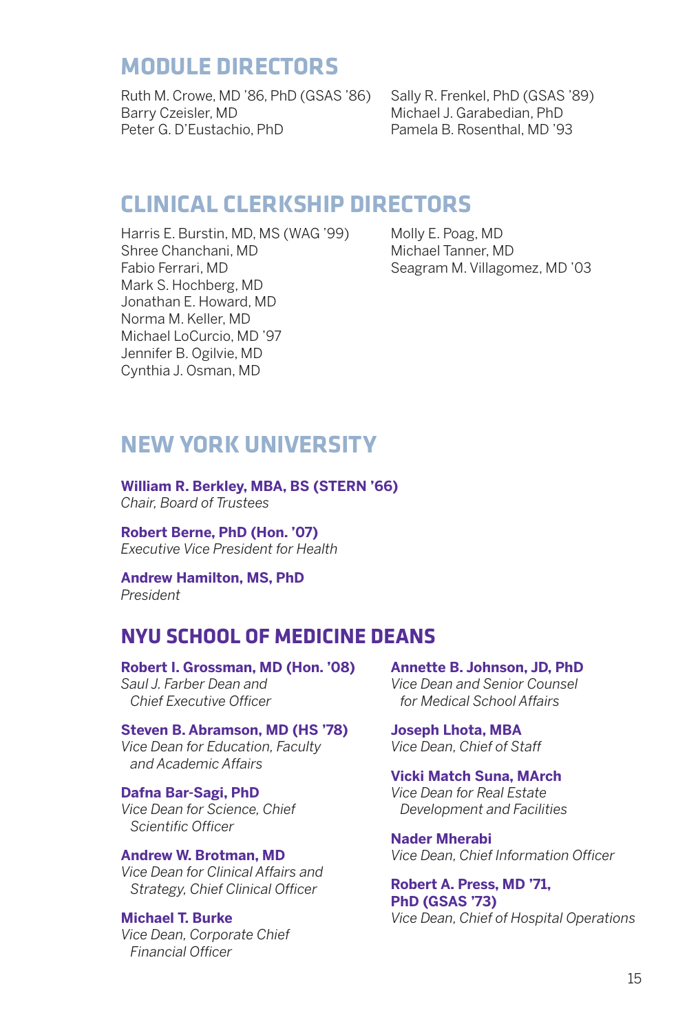## MODULE DIRECTORS

Ruth M. Crowe, MD '86, PhD (GSAS '86)
Barry Czeisler, MD
Peter G. D'Eustachio, PhD
Sally R. Frenkel, PhD (GSAS '89)
Michael J. Garabedian, PhD
Pamela B. Rosenthal, MD '93

## CLINICAL CLERKSHIP DIRECTORS

Harris E. Burstin, MD, MS (WAG '99)
Shree Chanchani, MD
Fabio Ferrari, MD
Mark S. Hochberg, MD
Jonathan E. Howard, MD
Norma M. Keller, MD
Michael LoCurcio, MD '97
Jennifer B. Ogilvie, MD
Cynthia J. Osman, MD
Molly E. Poag, MD
Michael Tanner, MD
Seagram M. Villagomez, MD '03

## NEW YORK UNIVERSITY

**William R. Berkley, MBA, BS (STERN '66)**
*Chair, Board of Trustees*

**Robert Berne, PhD (Hon. '07)**
*Executive Vice President for Health*

**Andrew Hamilton, MS, PhD**
*President*

## NYU SCHOOL OF MEDICINE DEANS

**Robert I. Grossman, MD (Hon. '08)**
*Saul J. Farber Dean and Chief Executive Officer*

**Steven B. Abramson, MD (HS '78)**
*Vice Dean for Education, Faculty and Academic Affairs*

**Dafna Bar-Sagi, PhD**
*Vice Dean for Science, Chief Scientific Officer*

**Andrew W. Brotman, MD**
*Vice Dean for Clinical Affairs and Strategy, Chief Clinical Officer*

**Michael T. Burke**
*Vice Dean, Corporate Chief Financial Officer*

**Annette B. Johnson, JD, PhD**
*Vice Dean and Senior Counsel for Medical School Affairs*

**Joseph Lhota, MBA**
*Vice Dean, Chief of Staff*

**Vicki Match Suna, MArch**
*Vice Dean for Real Estate Development and Facilities*

**Nader Mherabi**
*Vice Dean, Chief Information Officer*

**Robert A. Press, MD '71, PhD (GSAS '73)**
*Vice Dean, Chief of Hospital Operations*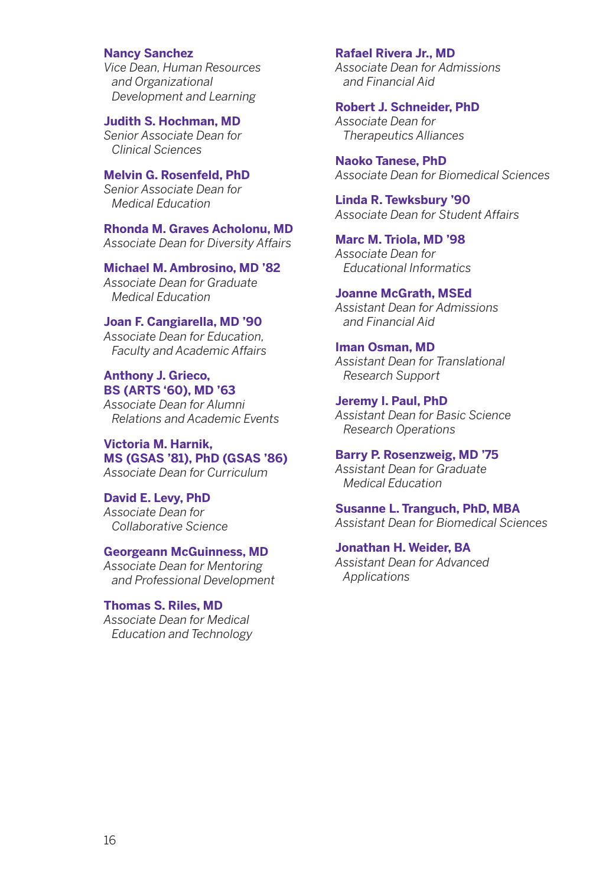**Nancy Sanchez**
*Vice Dean, Human Resources and Organizational Development and Learning*

**Judith S. Hochman, MD**
*Senior Associate Dean for Clinical Sciences*

**Melvin G. Rosenfeld, PhD**
*Senior Associate Dean for Medical Education*

**Rhonda M. Graves Acholonu, MD**
*Associate Dean for Diversity Affairs*

**Michael M. Ambrosino, MD '82**
*Associate Dean for Graduate Medical Education*

**Joan F. Cangiarella, MD '90**
*Associate Dean for Education, Faculty and Academic Affairs*

**Anthony J. Grieco, BS (ARTS '60), MD '63**
*Associate Dean for Alumni Relations and Academic Events*

**Victoria M. Harnik, MS (GSAS '81), PhD (GSAS '86)**
*Associate Dean for Curriculum*

**David E. Levy, PhD**
*Associate Dean for Collaborative Science*

**Georgeann McGuinness, MD**
*Associate Dean for Mentoring and Professional Development*

**Thomas S. Riles, MD**
*Associate Dean for Medical Education and Technology*

**Rafael Rivera Jr., MD**
*Associate Dean for Admissions and Financial Aid*

**Robert J. Schneider, PhD**
*Associate Dean for Therapeutics Alliances*

**Naoko Tanese, PhD**
*Associate Dean for Biomedical Sciences*

**Linda R. Tewksbury '90**
*Associate Dean for Student Affairs*

**Marc M. Triola, MD '98**
*Associate Dean for Educational Informatics*

**Joanne McGrath, MSEd**
*Assistant Dean for Admissions and Financial Aid*

**Iman Osman, MD**
*Assistant Dean for Translational Research Support*

**Jeremy I. Paul, PhD**
*Assistant Dean for Basic Science Research Operations*

**Barry P. Rosenzweig, MD '75**
*Assistant Dean for Graduate Medical Education*

**Susanne L. Tranguch, PhD, MBA**
*Assistant Dean for Biomedical Sciences*

**Jonathan H. Weider, BA**
*Assistant Dean for Advanced Applications*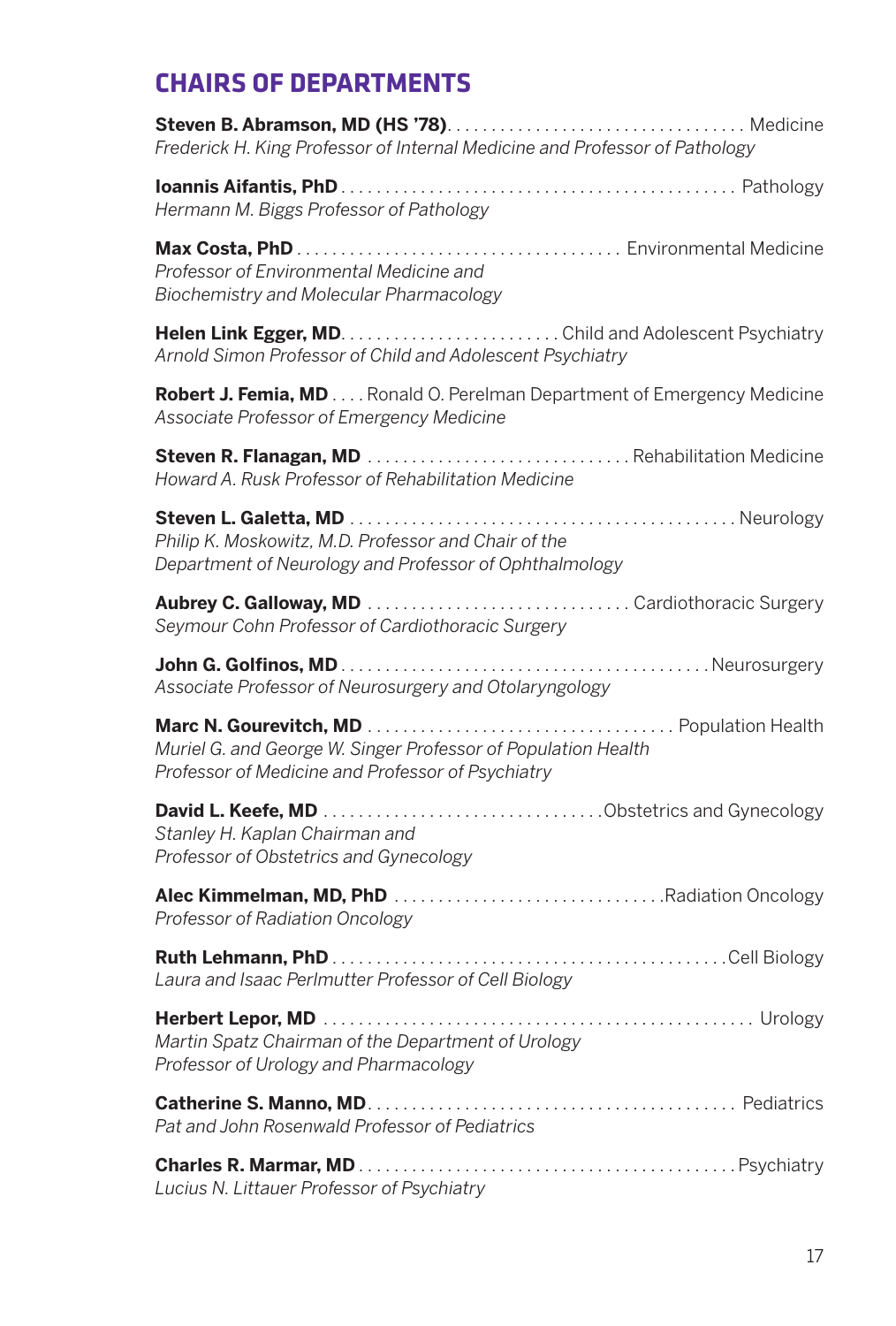## CHAIRS OF DEPARTMENTS

**Steven B. Abramson, MD (HS '78)** . . . . . . . . . . . . . . . . . . . . . . . . . . . . . . . . . . Medicine
*Frederick H. King Professor of Internal Medicine and Professor of Pathology*

**Ioannis Aifantis, PhD** . . . . . . . . . . . . . . . . . . . . . . . . . . . . . . . . . . . . . . . . . . . . . . Pathology
*Hermann M. Biggs Professor of Pathology*

**Max Costa, PhD** . . . . . . . . . . . . . . . . . . . . . . . . . . . . . . . . . . . . . Environmental Medicine
*Professor of Environmental Medicine and*
*Biochemistry and Molecular Pharmacology*

**Helen Link Egger, MD** . . . . . . . . . . . . . . . . . . . . . . . . . Child and Adolescent Psychiatry
*Arnold Simon Professor of Child and Adolescent Psychiatry*

**Robert J. Femia, MD** . . . . Ronald O. Perelman Department of Emergency Medicine
*Associate Professor of Emergency Medicine*

**Steven R. Flanagan, MD** . . . . . . . . . . . . . . . . . . . . . . . . . . . . . . Rehabilitation Medicine
*Howard A. Rusk Professor of Rehabilitation Medicine*

**Steven L. Galetta, MD** . . . . . . . . . . . . . . . . . . . . . . . . . . . . . . . . . . . . . . . . . . . . Neurology
*Philip K. Moskowitz, M.D. Professor and Chair of the*
*Department of Neurology and Professor of Ophthalmology*

**Aubrey C. Galloway, MD** . . . . . . . . . . . . . . . . . . . . . . . . . . . . . . Cardiothoracic Surgery
*Seymour Cohn Professor of Cardiothoracic Surgery*

**John G. Golfinos, MD** . . . . . . . . . . . . . . . . . . . . . . . . . . . . . . . . . . . . . . . . . Neurosurgery
*Associate Professor of Neurosurgery and Otolaryngology*

**Marc N. Gourevitch, MD** . . . . . . . . . . . . . . . . . . . . . . . . . . . . . . . . . . . Population Health
*Muriel G. and George W. Singer Professor of Population Health*
*Professor of Medicine and Professor of Psychiatry*

**David L. Keefe, MD** . . . . . . . . . . . . . . . . . . . . . . . . . . . . . . . . Obstetrics and Gynecology
*Stanley H. Kaplan Chairman and*
*Professor of Obstetrics and Gynecology*

**Alec Kimmelman, MD, PhD** . . . . . . . . . . . . . . . . . . . . . . . . . . . . . . . Radiation Oncology
*Professor of Radiation Oncology*

**Ruth Lehmann, PhD** . . . . . . . . . . . . . . . . . . . . . . . . . . . . . . . . . . . . . . . . . . . . Cell Biology
*Laura and Isaac Perlmutter Professor of Cell Biology*

**Herbert Lepor, MD** . . . . . . . . . . . . . . . . . . . . . . . . . . . . . . . . . . . . . . . . . . . . . . . . . Urology
*Martin Spatz Chairman of the Department of Urology*
*Professor of Urology and Pharmacology*

**Catherine S. Manno, MD** . . . . . . . . . . . . . . . . . . . . . . . . . . . . . . . . . . . . . . . . . . Pediatrics
*Pat and John Rosenwald Professor of Pediatrics*

**Charles R. Marmar, MD** . . . . . . . . . . . . . . . . . . . . . . . . . . . . . . . . . . . . . . . . . . . Psychiatry
*Lucius N. Littauer Professor of Psychiatry*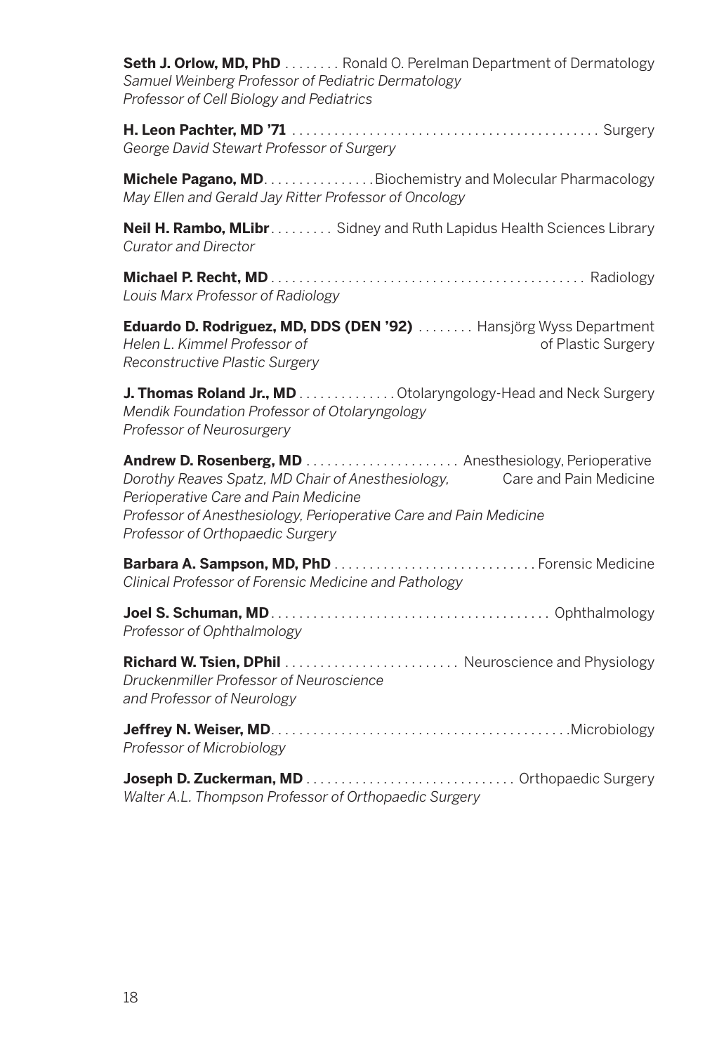**Seth J. Orlow, MD, PhD** . . . . . . . . Ronald O. Perelman Department of Dermatology
*Samuel Weinberg Professor of Pediatric Dermatology*
*Professor of Cell Biology and Pediatrics*

**H. Leon Pachter, MD ’71** . . . . . . . . . . . . . . . . . . . . . . . . . . . . . . . . . . . . . . . . . . . . Surgery
*George David Stewart Professor of Surgery*

**Michele Pagano, MD**. . . . . . . . . . . . . . . . Biochemistry and Molecular Pharmacology
*May Ellen and Gerald Jay Ritter Professor of Oncology*

**Neil H. Rambo, MLibr** . . . . . . . . . Sidney and Ruth Lapidus Health Sciences Library
*Curator and Director*

**Michael P. Recht, MD** . . . . . . . . . . . . . . . . . . . . . . . . . . . . . . . . . . . . . . . . . . . . . Radiology
*Louis Marx Professor of Radiology*

**Eduardo D. Rodriguez, MD, DDS (DEN ’92)** . . . . . . . . Hansjörg Wyss Department of Plastic Surgery
*Helen L. Kimmel Professor of Reconstructive Plastic Surgery*

**J. Thomas Roland Jr., MD** . . . . . . . . . . . . . . Otolaryngology-Head and Neck Surgery
*Mendik Foundation Professor of Otolaryngology*
*Professor of Neurosurgery*

**Andrew D. Rosenberg, MD** . . . . . . . . . . . . . . . . . . . . . . Anesthesiology, Perioperative Care and Pain Medicine
*Dorothy Reaves Spatz, MD Chair of Anesthesiology, Perioperative Care and Pain Medicine*
*Professor of Anesthesiology, Perioperative Care and Pain Medicine*
*Professor of Orthopaedic Surgery*

**Barbara A. Sampson, MD, PhD** . . . . . . . . . . . . . . . . . . . . . . . . . . . . . Forensic Medicine
*Clinical Professor of Forensic Medicine and Pathology*

**Joel S. Schuman, MD** . . . . . . . . . . . . . . . . . . . . . . . . . . . . . . . . . . . . . . . . Ophthalmology
*Professor of Ophthalmology*

**Richard W. Tsien, DPhil** . . . . . . . . . . . . . . . . . . . . . . . . . Neuroscience and Physiology
*Druckenmiller Professor of Neuroscience and Professor of Neurology*

**Jeffrey N. Weiser, MD**. . . . . . . . . . . . . . . . . . . . . . . . . . . . . . . . . . . . . . . . . . .Microbiology
*Professor of Microbiology*

**Joseph D. Zuckerman, MD** . . . . . . . . . . . . . . . . . . . . . . . . . . . . . . Orthopaedic Surgery
*Walter A.L. Thompson Professor of Orthopaedic Surgery*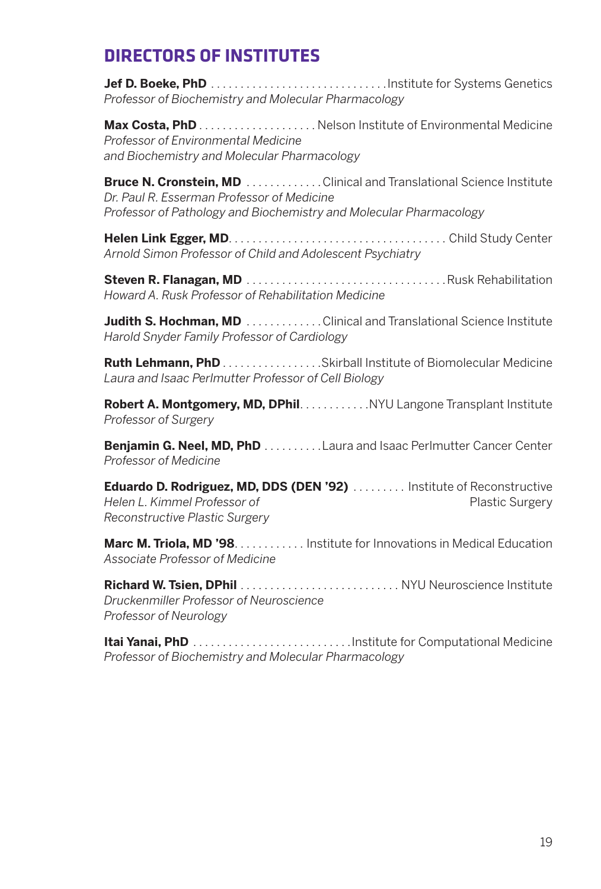## DIRECTORS OF INSTITUTES

**Jef D. Boeke, PhD** .............................. Institute for Systems Genetics
*Professor of Biochemistry and Molecular Pharmacology*

**Max Costa, PhD** .................... Nelson Institute of Environmental Medicine
*Professor of Environmental Medicine*
*and Biochemistry and Molecular Pharmacology*

**Bruce N. Cronstein, MD** ............. Clinical and Translational Science Institute
*Dr. Paul R. Esserman Professor of Medicine*
*Professor of Pathology and Biochemistry and Molecular Pharmacology*

**Helen Link Egger, MD** .................................... Child Study Center
*Arnold Simon Professor of Child and Adolescent Psychiatry*

**Steven R. Flanagan, MD** ................................. Rusk Rehabilitation
*Howard A. Rusk Professor of Rehabilitation Medicine*

**Judith S. Hochman, MD** ............. Clinical and Translational Science Institute
*Harold Snyder Family Professor of Cardiology*

**Ruth Lehmann, PhD** ................. Skirball Institute of Biomolecular Medicine
*Laura and Isaac Perlmutter Professor of Cell Biology*

**Robert A. Montgomery, MD, DPhil** ........... NYU Langone Transplant Institute
*Professor of Surgery*

**Benjamin G. Neel, MD, PhD** .......... Laura and Isaac Perlmutter Cancer Center
*Professor of Medicine*

**Eduardo D. Rodriguez, MD, DDS (DEN '92)** ......... Institute of Reconstructive Plastic Surgery
*Helen L. Kimmel Professor of*
*Reconstructive Plastic Surgery*

**Marc M. Triola, MD '98** ............ Institute for Innovations in Medical Education
*Associate Professor of Medicine*

**Richard W. Tsien, DPhil** ........................... NYU Neuroscience Institute
*Druckenmiller Professor of Neuroscience*
*Professor of Neurology*

**Itai Yanai, PhD** ........................... Institute for Computational Medicine
*Professor of Biochemistry and Molecular Pharmacology*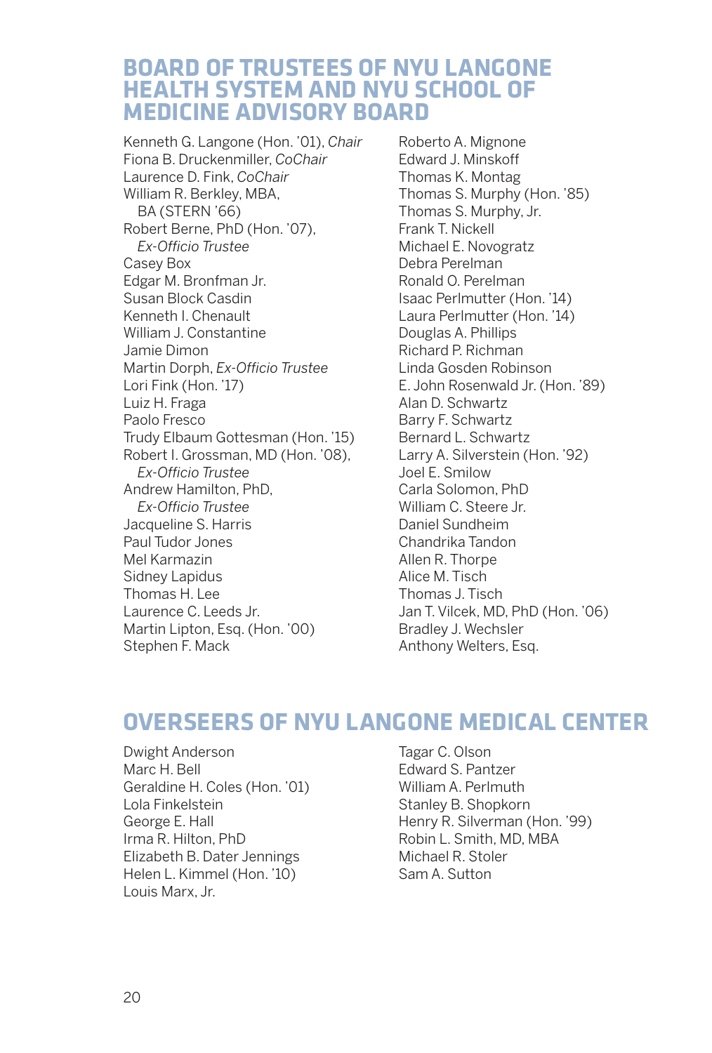## BOARD OF TRUSTEES OF NYU LANGONE HEALTH SYSTEM AND NYU SCHOOL OF MEDICINE ADVISORY BOARD

Kenneth G. Langone (Hon. '01), *Chair*
Fiona B. Druckenmiller, *CoChair*
Laurence D. Fink, *CoChair*
William R. Berkley, MBA, BA (STERN '66)
Robert Berne, PhD (Hon. '07), *Ex-Officio Trustee*
Casey Box
Edgar M. Bronfman Jr.
Susan Block Casdin
Kenneth I. Chenault
William J. Constantine
Jamie Dimon
Martin Dorph, *Ex-Officio Trustee*
Lori Fink (Hon. '17)
Luiz H. Fraga
Paolo Fresco
Trudy Elbaum Gottesman (Hon. '15)
Robert I. Grossman, MD (Hon. '08), *Ex-Officio Trustee*
Andrew Hamilton, PhD, *Ex-Officio Trustee*
Jacqueline S. Harris
Paul Tudor Jones
Mel Karmazin
Sidney Lapidus
Thomas H. Lee
Laurence C. Leeds Jr.
Martin Lipton, Esq. (Hon. '00)
Stephen F. Mack
Roberto A. Mignone
Edward J. Minskoff
Thomas K. Montag
Thomas S. Murphy (Hon. '85)
Thomas S. Murphy, Jr.
Frank T. Nickell
Michael E. Novogratz
Debra Perelman
Ronald O. Perelman
Isaac Perlmutter (Hon. '14)
Laura Perlmutter (Hon. '14)
Douglas A. Phillips
Richard P. Richman
Linda Gosden Robinson
E. John Rosenwald Jr. (Hon. '89)
Alan D. Schwartz
Barry F. Schwartz
Bernard L. Schwartz
Larry A. Silverstein (Hon. '92)
Joel E. Smilow
Carla Solomon, PhD
William C. Steere Jr.
Daniel Sundheim
Chandrika Tandon
Allen R. Thorpe
Alice M. Tisch
Thomas J. Tisch
Jan T. Vilcek, MD, PhD (Hon. '06)
Bradley J. Wechsler
Anthony Welters, Esq.

## OVERSEERS OF NYU LANGONE MEDICAL CENTER

Dwight Anderson
Marc H. Bell
Geraldine H. Coles (Hon. '01)
Lola Finkelstein
George E. Hall
Irma R. Hilton, PhD
Elizabeth B. Dater Jennings
Helen L. Kimmel (Hon. '10)
Louis Marx, Jr.
Tagar C. Olson
Edward S. Pantzer
William A. Perlmuth
Stanley B. Shopkorn
Henry R. Silverman (Hon. '99)
Robin L. Smith, MD, MBA
Michael R. Stoler
Sam A. Sutton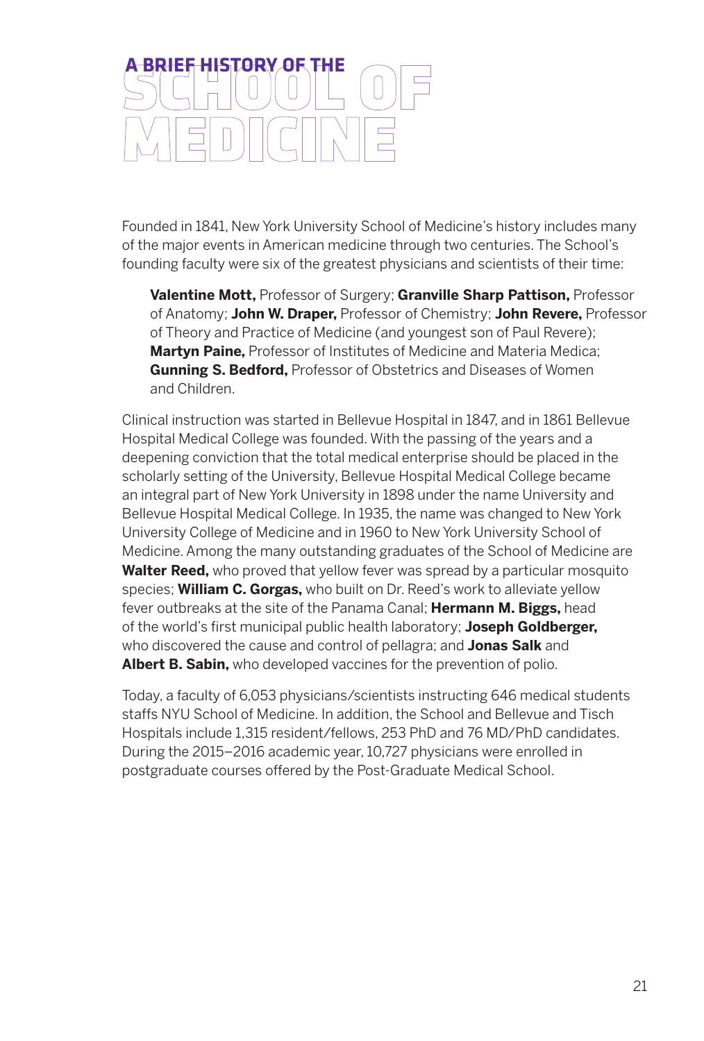# A BRIEF HISTORY OF THE SCHOOL OF MEDICINE

Founded in 1841, New York University School of Medicine's history includes many of the major events in American medicine through two centuries. The School's founding faculty were six of the greatest physicians and scientists of their time:

> **Valentine Mott,** Professor of Surgery; **Granville Sharp Pattison,** Professor of Anatomy; **John W. Draper,** Professor of Chemistry; **John Revere,** Professor of Theory and Practice of Medicine (and youngest son of Paul Revere); **Martyn Paine,** Professor of Institutes of Medicine and Materia Medica; **Gunning S. Bedford,** Professor of Obstetrics and Diseases of Women and Children.

Clinical instruction was started in Bellevue Hospital in 1847, and in 1861 Bellevue Hospital Medical College was founded. With the passing of the years and a deepening conviction that the total medical enterprise should be placed in the scholarly setting of the University, Bellevue Hospital Medical College became an integral part of New York University in 1898 under the name University and Bellevue Hospital Medical College. In 1935, the name was changed to New York University College of Medicine and in 1960 to New York University School of Medicine. Among the many outstanding graduates of the School of Medicine are **Walter Reed,** who proved that yellow fever was spread by a particular mosquito species; **William C. Gorgas,** who built on Dr. Reed's work to alleviate yellow fever outbreaks at the site of the Panama Canal; **Hermann M. Biggs,** head of the world's first municipal public health laboratory; **Joseph Goldberger,** who discovered the cause and control of pellagra; and **Jonas Salk** and **Albert B. Sabin,** who developed vaccines for the prevention of polio.

Today, a faculty of 6,053 physicians/scientists instructing 646 medical students staffs NYU School of Medicine. In addition, the School and Bellevue and Tisch Hospitals include 1,315 resident/fellows, 253 PhD and 76 MD/PhD candidates. During the 2015–2016 academic year, 10,727 physicians were enrolled in postgraduate courses offered by the Post-Graduate Medical School.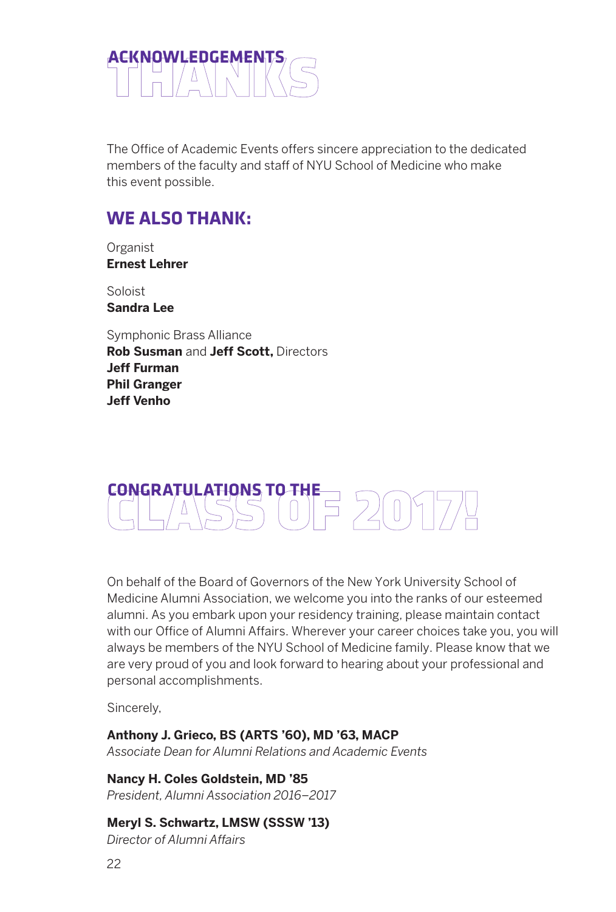# ACKNOWLEDGEMENTS THANKS

The Office of Academic Events offers sincere appreciation to the dedicated members of the faculty and staff of NYU School of Medicine who make this event possible.

## WE ALSO THANK:

Organist
**Ernest Lehrer**

Soloist
**Sandra Lee**

Symphonic Brass Alliance
**Rob Susman** and **Jeff Scott,** Directors
**Jeff Furman**
**Phil Granger**
**Jeff Venho**

# CONGRATULATIONS TO THE CLASS OF 2017!

On behalf of the Board of Governors of the New York University School of Medicine Alumni Association, we welcome you into the ranks of our esteemed alumni. As you embark upon your residency training, please maintain contact with our Office of Alumni Affairs. Wherever your career choices take you, you will always be members of the NYU School of Medicine family. Please know that we are very proud of you and look forward to hearing about your professional and personal accomplishments.

Sincerely,

**Anthony J. Grieco, BS (ARTS '60), MD '63, MACP**
*Associate Dean for Alumni Relations and Academic Events*

**Nancy H. Coles Goldstein, MD '85**
*President, Alumni Association 2016–2017*

**Meryl S. Schwartz, LMSW (SSSW '13)**
*Director of Alumni Affairs*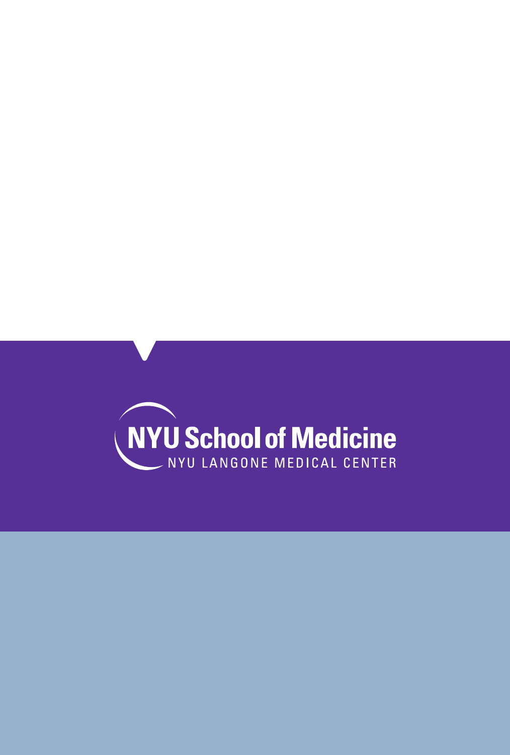NYU School of Medicine

NYU LANGONE MEDICAL CENTER